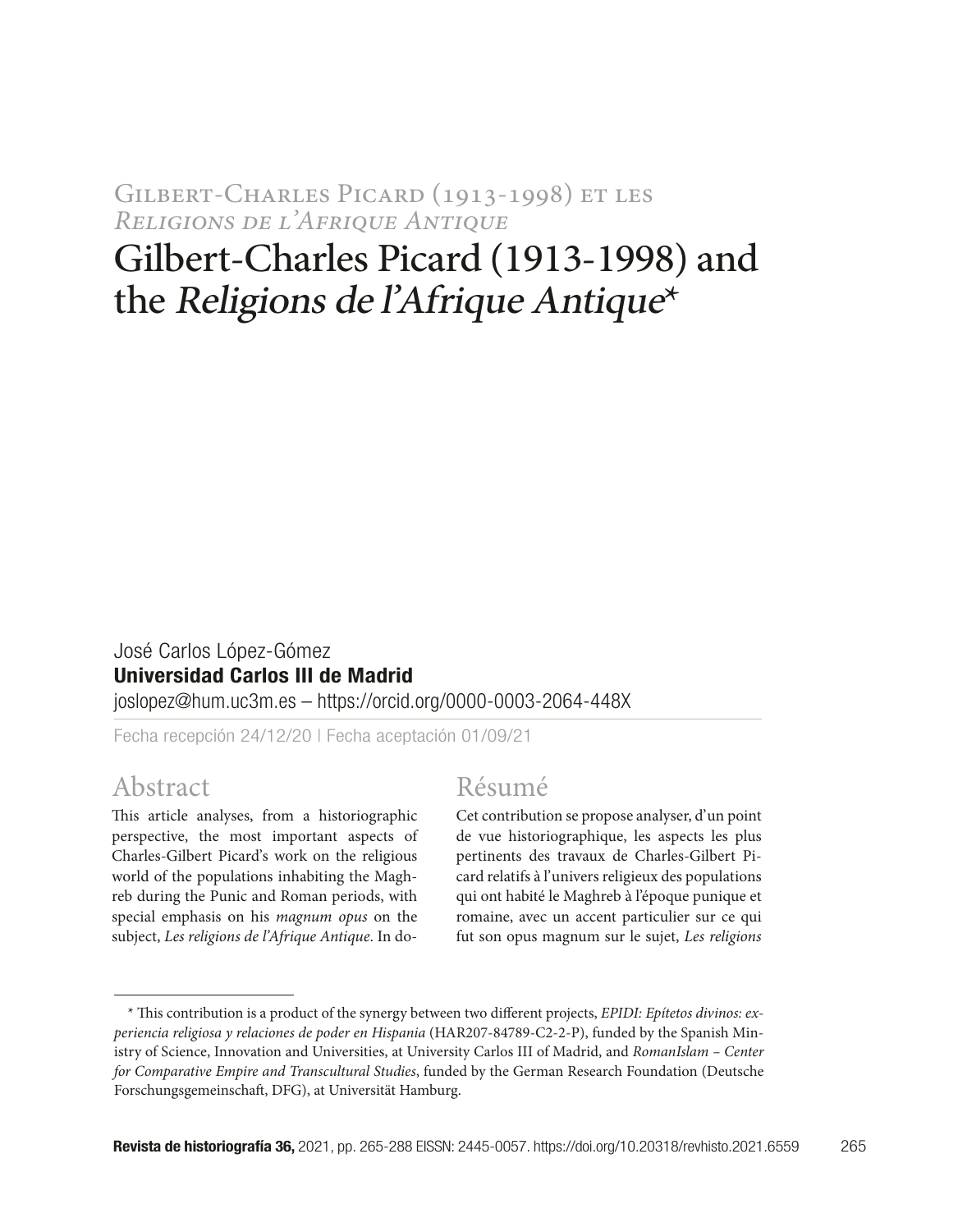## Gilbert-Charles Picard (1913-1998) et les *Religions de l'Afrique Antique*

# Gilbert-Charles Picard (1913-1998) and the *Religions de l'Afrique Antique**

José Carlos López-Gómez
**Universidad Carlos III de Madrid**
joslopez@hum.uc3m.es – https://orcid.org/0000-0003-2064-448X

Fecha recepción 24/12/20 | Fecha aceptación 01/09/21

## Abstract

This article analyses, from a historiographic perspective, the most important aspects of Charles-Gilbert Picard's work on the religious world of the populations inhabiting the Maghreb during the Punic and Roman periods, with special emphasis on his *magnum opus* on the subject, *Les religions de l'Afrique Antique*. In do-

## Résumé

Cet contribution se propose analyser, d'un point de vue historiographique, les aspects les plus pertinents des travaux de Charles-Gilbert Picard relatifs à l'univers religieux des populations qui ont habité le Maghreb à l'époque punique et romaine, avec un accent particulier sur ce qui fut son opus magnum sur le sujet, *Les religions*

---

* This contribution is a product of the synergy between two different projects, *EPIDI: Epítetos divinos: experiencia religiosa y relaciones de poder en Hispania* (HAR207-84789-C2-2-P), funded by the Spanish Ministry of Science, Innovation and Universities, at University Carlos III of Madrid, and *RomanIslam – Center for Comparative Empire and Transcultural Studies*, funded by the German Research Foundation (Deutsche Forschungsgemeinschaft, DFG), at Universität Hamburg.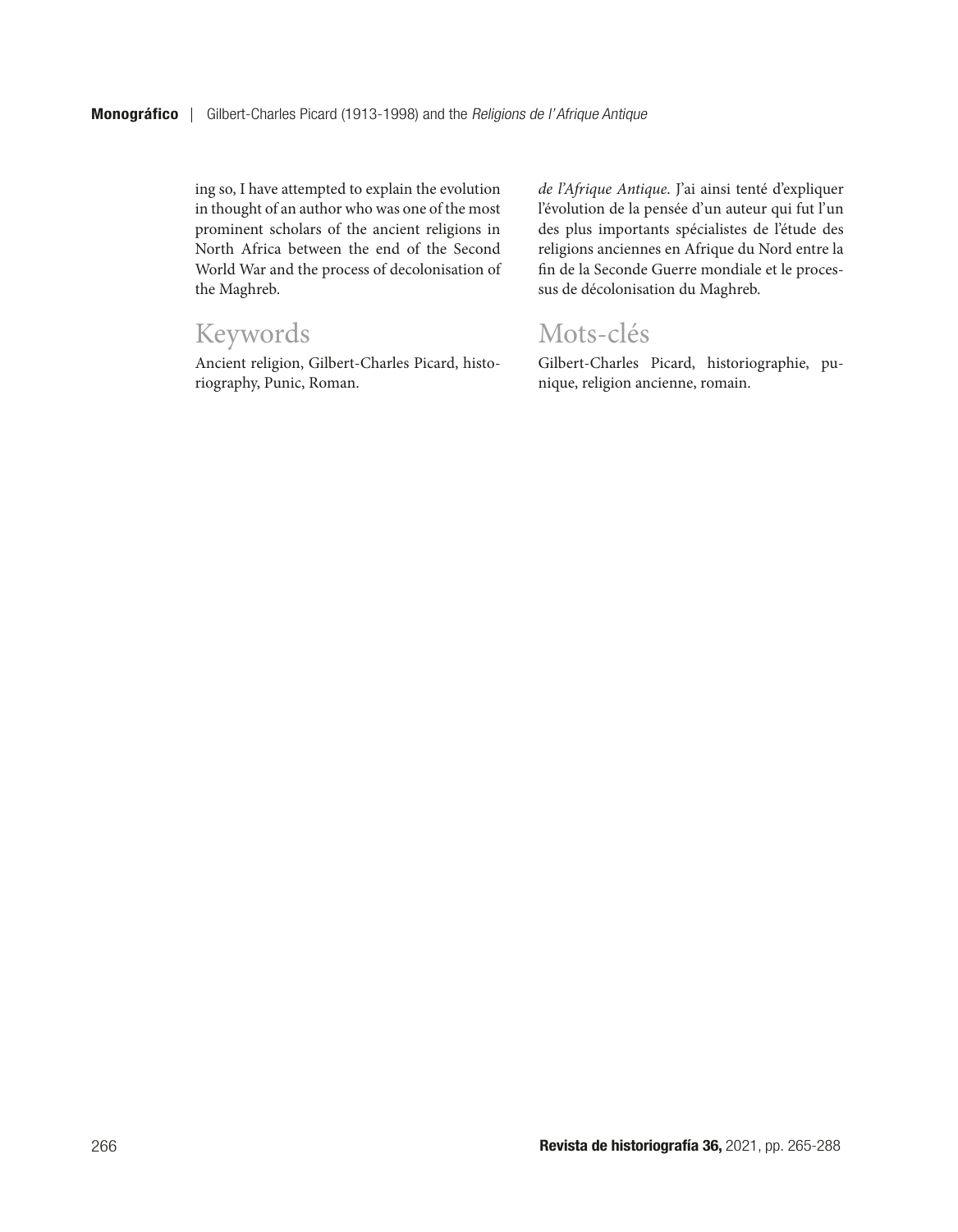ing so, I have attempted to explain the evolution in thought of an author who was one of the most prominent scholars of the ancient religions in North Africa between the end of the Second World War and the process of decolonisation of the Maghreb.

## Keywords

Ancient religion, Gilbert-Charles Picard, historiography, Punic, Roman.

*de l'Afrique Antique*. J'ai ainsi tenté d'expliquer l'évolution de la pensée d'un auteur qui fut l'un des plus importants spécialistes de l'étude des religions anciennes en Afrique du Nord entre la fin de la Seconde Guerre mondiale et le processus de décolonisation du Maghreb.

## Mots-clés

Gilbert-Charles Picard, historiographie, punique, religion ancienne, romain.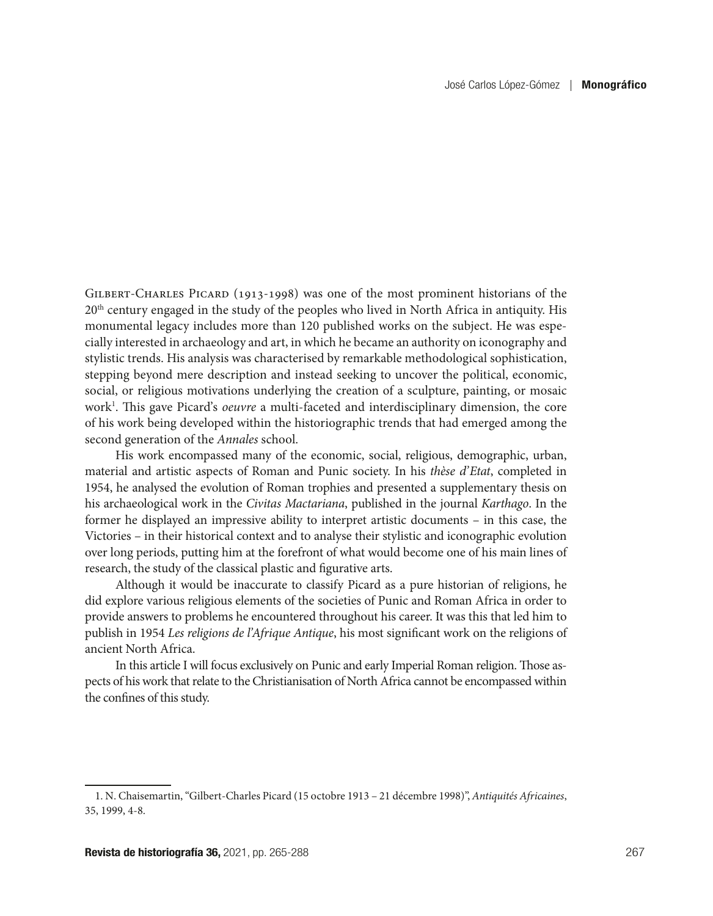Gilbert-Charles Picard (1913-1998) was one of the most prominent historians of the 20th century engaged in the study of the peoples who lived in North Africa in antiquity. His monumental legacy includes more than 120 published works on the subject. He was especially interested in archaeology and art, in which he became an authority on iconography and stylistic trends. His analysis was characterised by remarkable methodological sophistication, stepping beyond mere description and instead seeking to uncover the political, economic, social, or religious motivations underlying the creation of a sculpture, painting, or mosaic work[1]. This gave Picard's *oeuvre* a multi-faceted and interdisciplinary dimension, the core of his work being developed within the historiographic trends that had emerged among the second generation of the *Annales* school.

His work encompassed many of the economic, social, religious, demographic, urban, material and artistic aspects of Roman and Punic society. In his *thèse d'Etat*, completed in 1954, he analysed the evolution of Roman trophies and presented a supplementary thesis on his archaeological work in the *Civitas Mactariana*, published in the journal *Karthago*. In the former he displayed an impressive ability to interpret artistic documents – in this case, the Victories – in their historical context and to analyse their stylistic and iconographic evolution over long periods, putting him at the forefront of what would become one of his main lines of research, the study of the classical plastic and figurative arts.

Although it would be inaccurate to classify Picard as a pure historian of religions, he did explore various religious elements of the societies of Punic and Roman Africa in order to provide answers to problems he encountered throughout his career. It was this that led him to publish in 1954 *Les religions de l'Afrique Antique*, his most significant work on the religions of ancient North Africa.

In this article I will focus exclusively on Punic and early Imperial Roman religion. Those aspects of his work that relate to the Christianisation of North Africa cannot be encompassed within the confines of this study.

1. N. Chaisemartin, "Gilbert-Charles Picard (15 octobre 1913 – 21 décembre 1998)", *Antiquités Africaines*, 35, 1999, 4-8.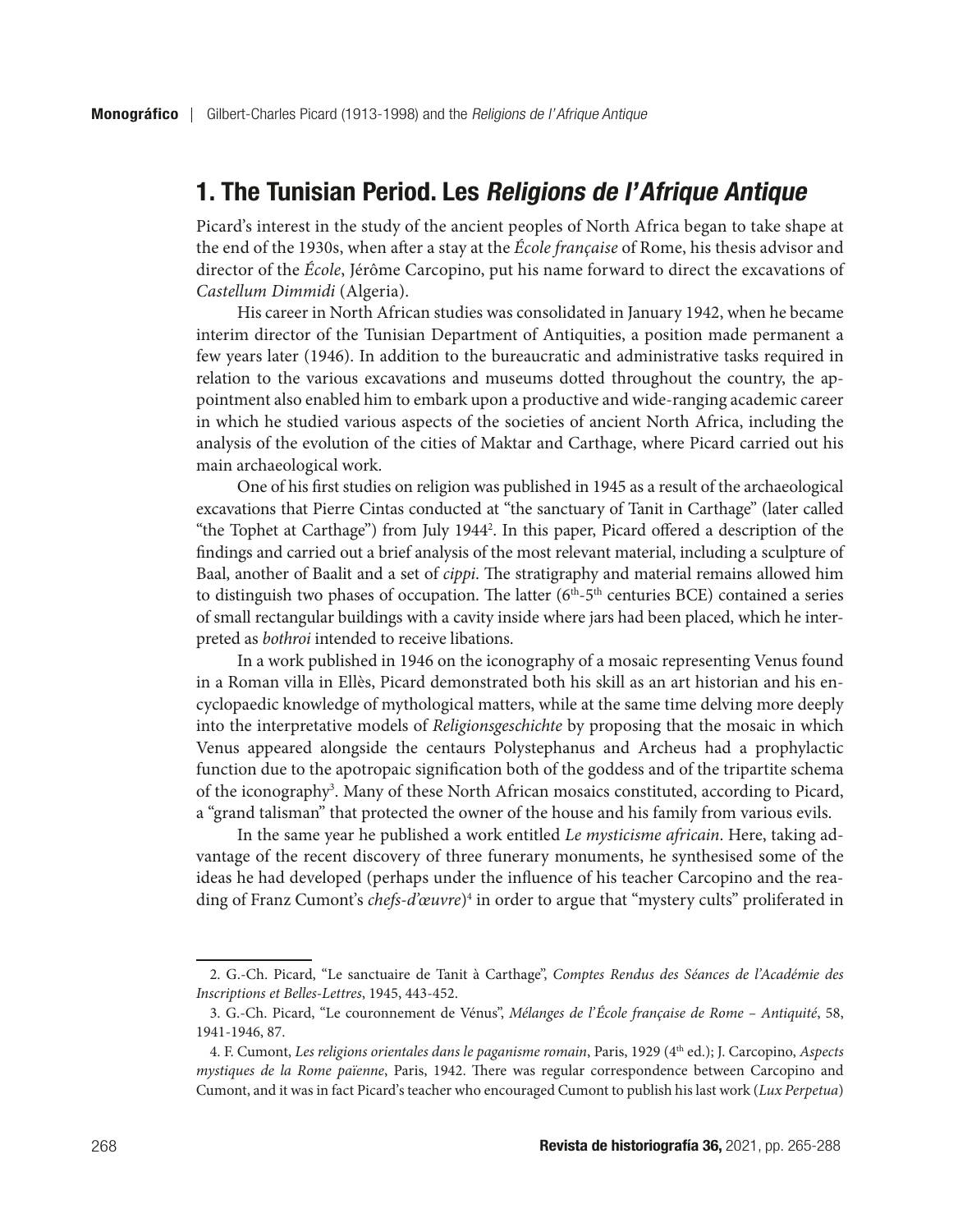## 1. The Tunisian Period. Les *Religions de l'Afrique Antique*

Picard's interest in the study of the ancient peoples of North Africa began to take shape at the end of the 1930s, when after a stay at the *École française* of Rome, his thesis advisor and director of the *École*, Jérôme Carcopino, put his name forward to direct the excavations of *Castellum Dimmidi* (Algeria).

His career in North African studies was consolidated in January 1942, when he became interim director of the Tunisian Department of Antiquities, a position made permanent a few years later (1946). In addition to the bureaucratic and administrative tasks required in relation to the various excavations and museums dotted throughout the country, the appointment also enabled him to embark upon a productive and wide-ranging academic career in which he studied various aspects of the societies of ancient North Africa, including the analysis of the evolution of the cities of Maktar and Carthage, where Picard carried out his main archaeological work.

One of his first studies on religion was published in 1945 as a result of the archaeological excavations that Pierre Cintas conducted at "the sanctuary of Tanit in Carthage" (later called "the Tophet at Carthage") from July 1944[2]. In this paper, Picard offered a description of the findings and carried out a brief analysis of the most relevant material, including a sculpture of Baal, another of Baalit and a set of *cippi*. The stratigraphy and material remains allowed him to distinguish two phases of occupation. The latter (6th-5th centuries BCE) contained a series of small rectangular buildings with a cavity inside where jars had been placed, which he interpreted as *bothroi* intended to receive libations.

In a work published in 1946 on the iconography of a mosaic representing Venus found in a Roman villa in Ellès, Picard demonstrated both his skill as an art historian and his encyclopaedic knowledge of mythological matters, while at the same time delving more deeply into the interpretative models of *Religionsgeschichte* by proposing that the mosaic in which Venus appeared alongside the centaurs Polystephanus and Archeus had a prophylactic function due to the apotropaic signification both of the goddess and of the tripartite schema of the iconography[3]. Many of these North African mosaics constituted, according to Picard, a "grand talisman" that protected the owner of the house and his family from various evils.

In the same year he published a work entitled *Le mysticisme africain*. Here, taking advantage of the recent discovery of three funerary monuments, he synthesised some of the ideas he had developed (perhaps under the influence of his teacher Carcopino and the reading of Franz Cumont's *chefs-d'œuvre*)[4] in order to argue that "mystery cults" proliferated in

---

2. G.-Ch. Picard, "Le sanctuaire de Tanit à Carthage", *Comptes Rendus des Séances de l'Académie des Inscriptions et Belles-Lettres*, 1945, 443-452.

3. G.-Ch. Picard, "Le couronnement de Vénus", *Mélanges de l'École française de Rome – Antiquité*, 58, 1941-1946, 87.

4. F. Cumont, *Les religions orientales dans le paganisme romain*, Paris, 1929 (4th ed.); J. Carcopino, *Aspects mystiques de la Rome païenne*, Paris, 1942. There was regular correspondence between Carcopino and Cumont, and it was in fact Picard's teacher who encouraged Cumont to publish his last work (*Lux Perpetua*)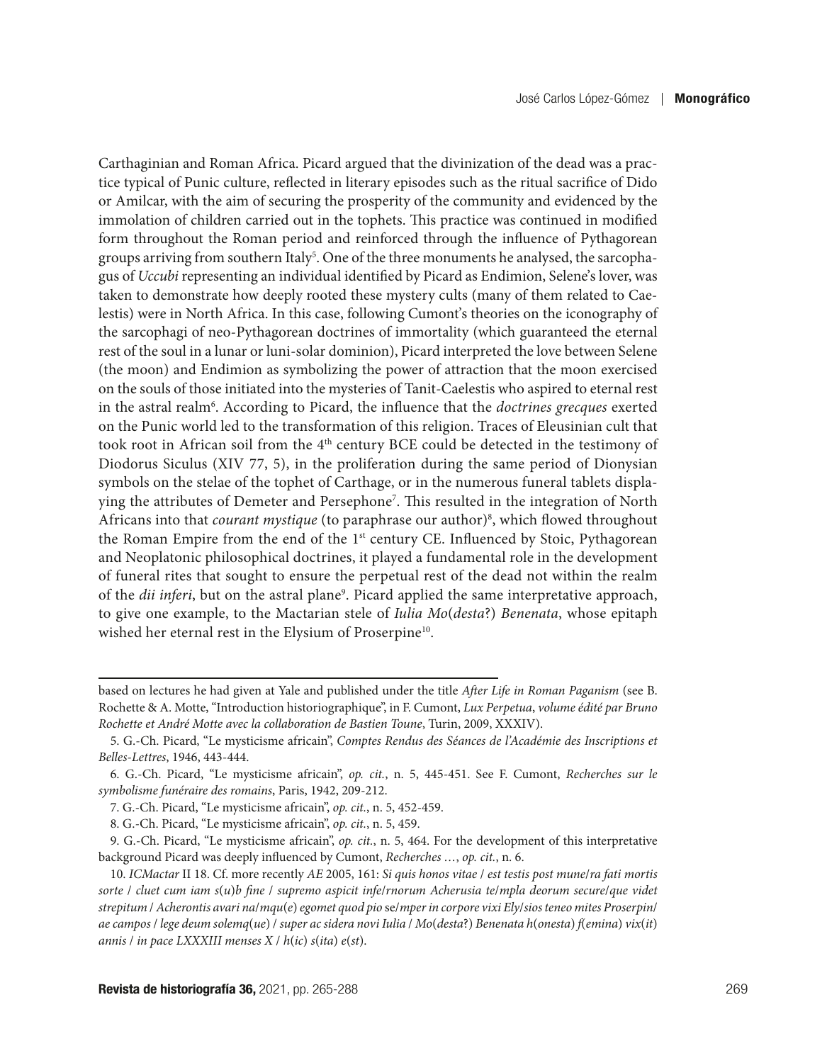Carthaginian and Roman Africa. Picard argued that the divinization of the dead was a practice typical of Punic culture, reflected in literary episodes such as the ritual sacrifice of Dido or Amilcar, with the aim of securing the prosperity of the community and evidenced by the immolation of children carried out in the tophets. This practice was continued in modified form throughout the Roman period and reinforced through the influence of Pythagorean groups arriving from southern Italy[5]. One of the three monuments he analysed, the sarcophagus of *Uccubi* representing an individual identified by Picard as Endimion, Selene's lover, was taken to demonstrate how deeply rooted these mystery cults (many of them related to Caelestis) were in North Africa. In this case, following Cumont's theories on the iconography of the sarcophagi of neo-Pythagorean doctrines of immortality (which guaranteed the eternal rest of the soul in a lunar or luni-solar dominion), Picard interpreted the love between Selene (the moon) and Endimion as symbolizing the power of attraction that the moon exercised on the souls of those initiated into the mysteries of Tanit-Caelestis who aspired to eternal rest in the astral realm[6]. According to Picard, the influence that the *doctrines grecques* exerted on the Punic world led to the transformation of this religion. Traces of Eleusinian cult that took root in African soil from the 4th century BCE could be detected in the testimony of Diodorus Siculus (XIV 77, 5), in the proliferation during the same period of Dionysian symbols on the stelae of the tophet of Carthage, or in the numerous funeral tablets displaying the attributes of Demeter and Persephone[7]. This resulted in the integration of North Africans into that *courant mystique* (to paraphrase our author)[8], which flowed throughout the Roman Empire from the end of the 1st century CE. Influenced by Stoic, Pythagorean and Neoplatonic philosophical doctrines, it played a fundamental role in the development of funeral rites that sought to ensure the perpetual rest of the dead not within the realm of the *dii inferi*, but on the astral plane[9]. Picard applied the same interpretative approach, to give one example, to the Mactarian stele of *Iulia Mo*(*desta*?) *Benenata*, whose epitaph wished her eternal rest in the Elysium of Proserpine[10].

---

based on lectures he had given at Yale and published under the title *After Life in Roman Paganism* (see B. Rochette & A. Motte, "Introduction historiographique", in F. Cumont, *Lux Perpetua*, *volume édité par Bruno Rochette et André Motte avec la collaboration de Bastien Toune*, Turin, 2009, XXXIV).

5. G.-Ch. Picard, "Le mysticisme africain", *Comptes Rendus des Séances de l'Académie des Inscriptions et Belles-Lettres*, 1946, 443-444.

6. G.-Ch. Picard, "Le mysticisme africain", *op. cit.*, n. 5, 445-451. See F. Cumont, *Recherches sur le symbolisme funéraire des romains*, Paris, 1942, 209-212.

7. G.-Ch. Picard, "Le mysticisme africain", *op. cit.*, n. 5, 452-459.

8. G.-Ch. Picard, "Le mysticisme africain", *op. cit.*, n. 5, 459.

9. G.-Ch. Picard, "Le mysticisme africain", *op. cit.*, n. 5, 464. For the development of this interpretative background Picard was deeply influenced by Cumont, *Recherches …*, *op. cit.*, n. 6.

10. *ICMactar* II 18. Cf. more recently *AE* 2005, 161: *Si quis honos vitae / est testis post mune/ra fati mortis sorte / cluet cum iam s*(*u*)*b fine / supremo aspicit infe/rnorum Acherusia te/mpla deorum secure/que videt strepitum / Acherontis avari na/mqu*(*e*) *egomet quod pio* se*/mper in corpore vixi Ely/sios teneo mites Proserpin/ae campos / lege deum solemq*(*ue*) */ super ac sidera novi Iulia / Mo*(*desta*?) *Benenata h*(*onesta*) *f*(*emina*) *vix*(*it*) *annis / in pace LXXXIII menses X / h*(*ic*) *s*(*ita*) *e*(*st*).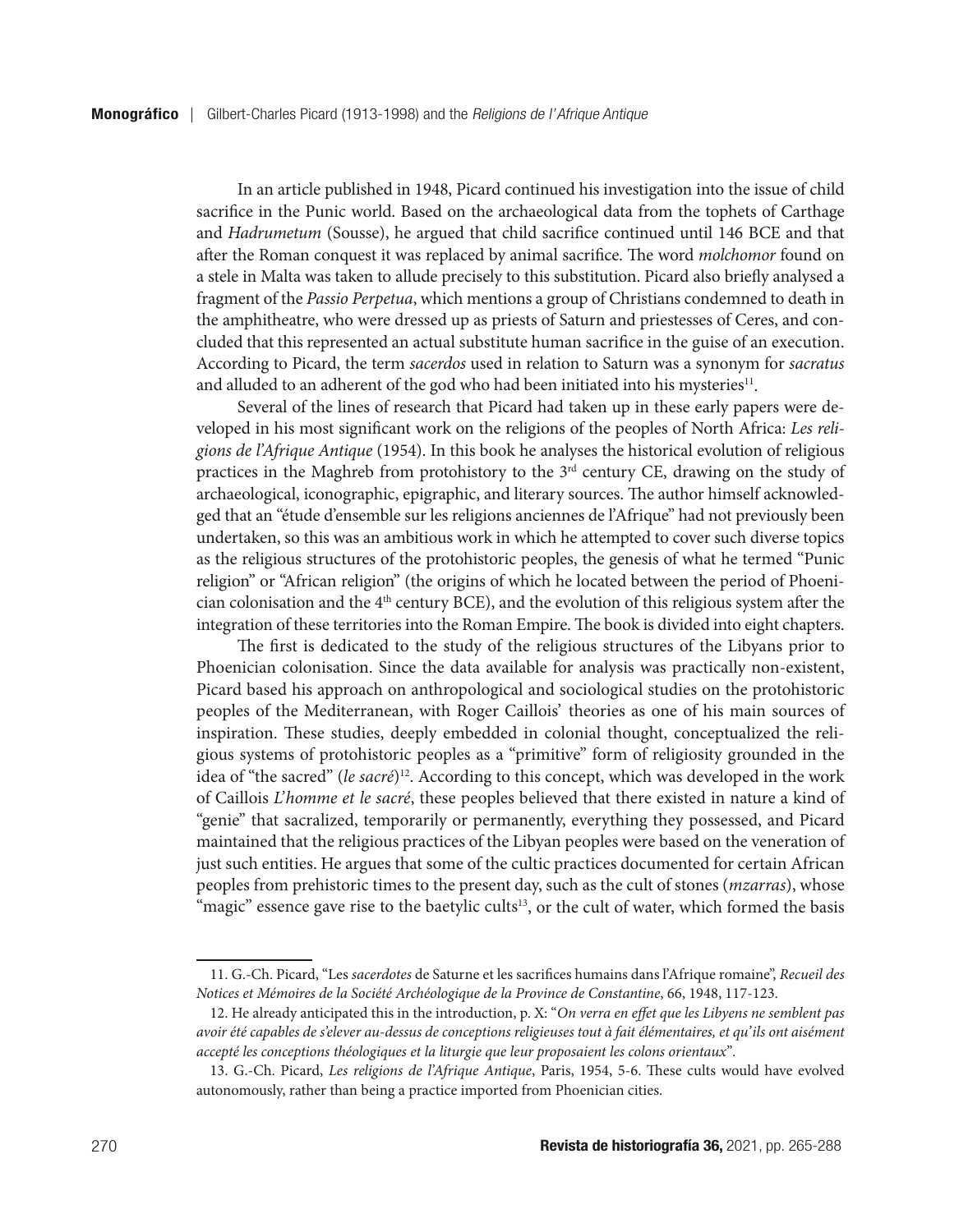In an article published in 1948, Picard continued his investigation into the issue of child sacrifice in the Punic world. Based on the archaeological data from the tophets of Carthage and *Hadrumetum* (Sousse), he argued that child sacrifice continued until 146 BCE and that after the Roman conquest it was replaced by animal sacrifice. The word *molchomor* found on a stele in Malta was taken to allude precisely to this substitution. Picard also briefly analysed a fragment of the *Passio Perpetua*, which mentions a group of Christians condemned to death in the amphitheatre, who were dressed up as priests of Saturn and priestesses of Ceres, and concluded that this represented an actual substitute human sacrifice in the guise of an execution. According to Picard, the term *sacerdos* used in relation to Saturn was a synonym for *sacratus* and alluded to an adherent of the god who had been initiated into his mysteries[11].

Several of the lines of research that Picard had taken up in these early papers were developed in his most significant work on the religions of the peoples of North Africa: *Les religions de l'Afrique Antique* (1954). In this book he analyses the historical evolution of religious practices in the Maghreb from protohistory to the 3rd century CE, drawing on the study of archaeological, iconographic, epigraphic, and literary sources. The author himself acknowledged that an "étude d'ensemble sur les religions anciennes de l'Afrique" had not previously been undertaken, so this was an ambitious work in which he attempted to cover such diverse topics as the religious structures of the protohistoric peoples, the genesis of what he termed "Punic religion" or "African religion" (the origins of which he located between the period of Phoenician colonisation and the 4th century BCE), and the evolution of this religious system after the integration of these territories into the Roman Empire. The book is divided into eight chapters.

The first is dedicated to the study of the religious structures of the Libyans prior to Phoenician colonisation. Since the data available for analysis was practically non-existent, Picard based his approach on anthropological and sociological studies on the protohistoric peoples of the Mediterranean, with Roger Caillois' theories as one of his main sources of inspiration. These studies, deeply embedded in colonial thought, conceptualized the religious systems of protohistoric peoples as a "primitive" form of religiosity grounded in the idea of "the sacred" (*le sacré*)[12]. According to this concept, which was developed in the work of Caillois *L'homme et le sacré*, these peoples believed that there existed in nature a kind of "genie" that sacralized, temporarily or permanently, everything they possessed, and Picard maintained that the religious practices of the Libyan peoples were based on the veneration of just such entities. He argues that some of the cultic practices documented for certain African peoples from prehistoric times to the present day, such as the cult of stones (*mzarras*), whose "magic" essence gave rise to the baetylic cults[13], or the cult of water, which formed the basis

---

11. G.-Ch. Picard, "Les *sacerdotes* de Saturne et les sacrifices humains dans l'Afrique romaine", *Recueil des Notices et Mémoires de la Société Archéologique de la Province de Constantine*, 66, 1948, 117-123.

12. He already anticipated this in the introduction, p. X: "*On verra en effet que les Libyens ne semblent pas avoir été capables de s'elever au-dessus de conceptions religieuses tout à fait élémentaires, et qu'ils ont aisément accepté les conceptions théologiques et la liturgie que leur proposaient les colons orientaux*".

13. G.-Ch. Picard, *Les religions de l'Afrique Antique*, Paris, 1954, 5-6. These cults would have evolved autonomously, rather than being a practice imported from Phoenician cities.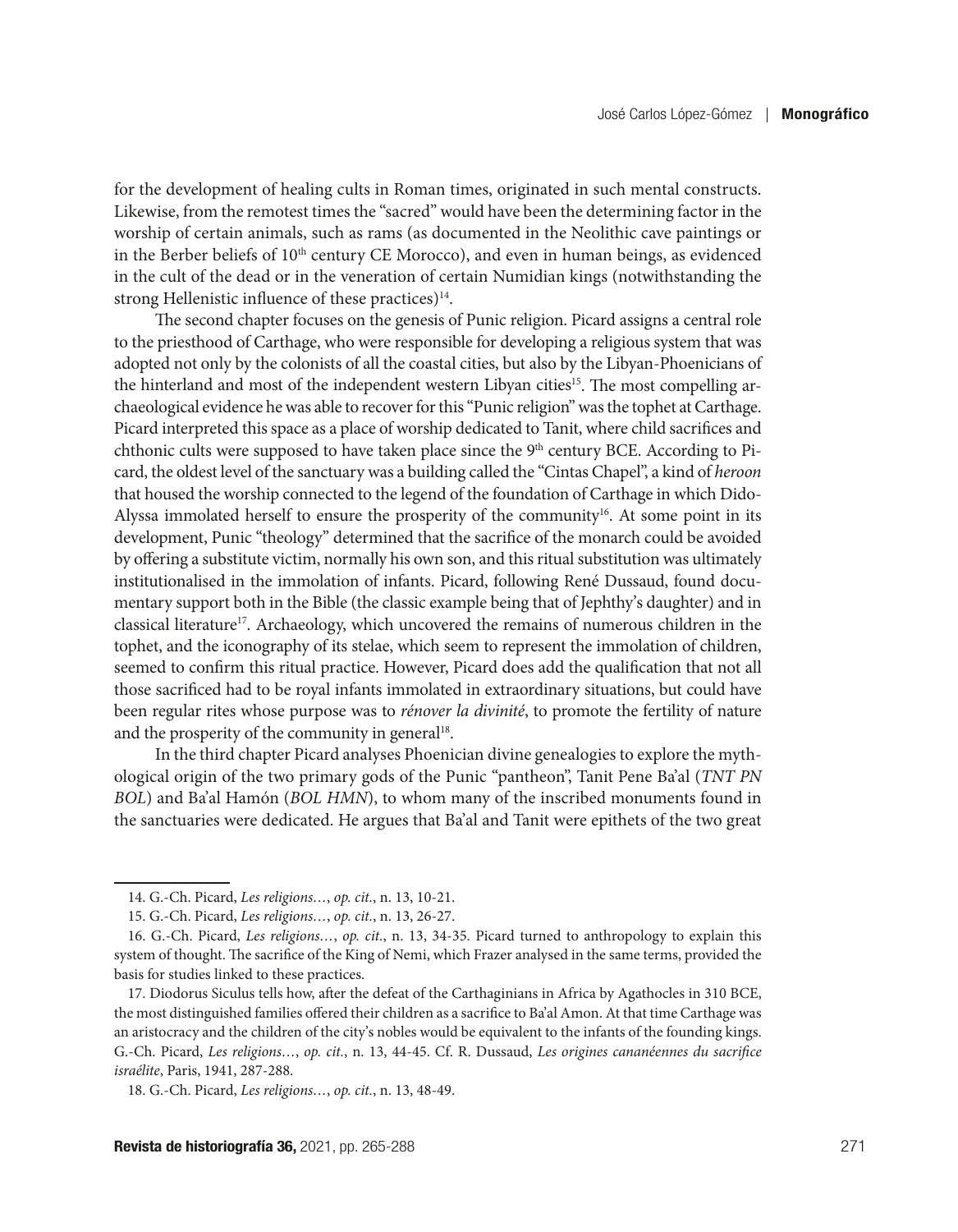for the development of healing cults in Roman times, originated in such mental constructs. Likewise, from the remotest times the "sacred" would have been the determining factor in the worship of certain animals, such as rams (as documented in the Neolithic cave paintings or in the Berber beliefs of 10th century CE Morocco), and even in human beings, as evidenced in the cult of the dead or in the veneration of certain Numidian kings (notwithstanding the strong Hellenistic influence of these practices)[14].

The second chapter focuses on the genesis of Punic religion. Picard assigns a central role to the priesthood of Carthage, who were responsible for developing a religious system that was adopted not only by the colonists of all the coastal cities, but also by the Libyan-Phoenicians of the hinterland and most of the independent western Libyan cities[15]. The most compelling archaeological evidence he was able to recover for this "Punic religion" was the tophet at Carthage. Picard interpreted this space as a place of worship dedicated to Tanit, where child sacrifices and chthonic cults were supposed to have taken place since the 9th century BCE. According to Picard, the oldest level of the sanctuary was a building called the "Cintas Chapel", a kind of *heroon* that housed the worship connected to the legend of the foundation of Carthage in which Dido-Alyssa immolated herself to ensure the prosperity of the community[16]. At some point in its development, Punic "theology" determined that the sacrifice of the monarch could be avoided by offering a substitute victim, normally his own son, and this ritual substitution was ultimately institutionalised in the immolation of infants. Picard, following René Dussaud, found documentary support both in the Bible (the classic example being that of Jephthy's daughter) and in classical literature[17]. Archaeology, which uncovered the remains of numerous children in the tophet, and the iconography of its stelae, which seem to represent the immolation of children, seemed to confirm this ritual practice. However, Picard does add the qualification that not all those sacrificed had to be royal infants immolated in extraordinary situations, but could have been regular rites whose purpose was to *rénover la divinité*, to promote the fertility of nature and the prosperity of the community in general[18].

In the third chapter Picard analyses Phoenician divine genealogies to explore the mythological origin of the two primary gods of the Punic "pantheon", Tanit Pene Ba'al (*TNT PN BOL*) and Ba'al Hamón (*BOL HMN*), to whom many of the inscribed monuments found in the sanctuaries were dedicated. He argues that Ba'al and Tanit were epithets of the two great

---

14. G.-Ch. Picard, *Les religions…*, *op. cit.*, n. 13, 10-21.

15. G.-Ch. Picard, *Les religions…*, *op. cit.*, n. 13, 26-27.

16. G.-Ch. Picard, *Les religions…*, *op. cit.*, n. 13, 34-35. Picard turned to anthropology to explain this system of thought. The sacrifice of the King of Nemi, which Frazer analysed in the same terms, provided the basis for studies linked to these practices.

17. Diodorus Siculus tells how, after the defeat of the Carthaginians in Africa by Agathocles in 310 BCE, the most distinguished families offered their children as a sacrifice to Ba'al Amon. At that time Carthage was an aristocracy and the children of the city's nobles would be equivalent to the infants of the founding kings. G.-Ch. Picard, *Les religions…*, *op. cit.*, n. 13, 44-45. Cf. R. Dussaud, *Les origines cananéennes du sacrifice israélite*, Paris, 1941, 287-288.

18. G.-Ch. Picard, *Les religions…*, *op. cit.*, n. 13, 48-49.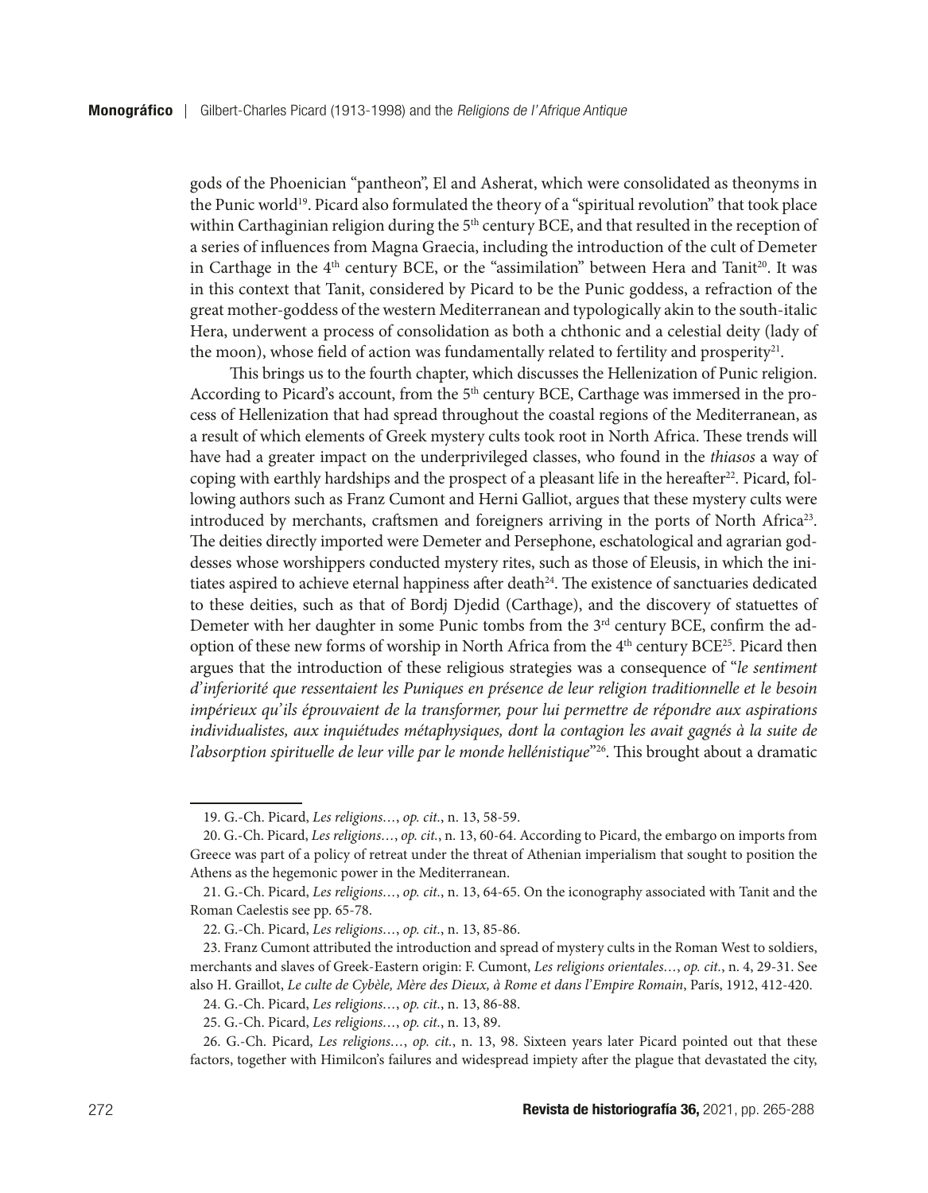gods of the Phoenician "pantheon", El and Asherat, which were consolidated as theonyms in the Punic world[19]. Picard also formulated the theory of a "spiritual revolution" that took place within Carthaginian religion during the 5th century BCE, and that resulted in the reception of a series of influences from Magna Graecia, including the introduction of the cult of Demeter in Carthage in the 4th century BCE, or the "assimilation" between Hera and Tanit[20]. It was in this context that Tanit, considered by Picard to be the Punic goddess, a refraction of the great mother-goddess of the western Mediterranean and typologically akin to the south-italic Hera, underwent a process of consolidation as both a chthonic and a celestial deity (lady of the moon), whose field of action was fundamentally related to fertility and prosperity[21].

This brings us to the fourth chapter, which discusses the Hellenization of Punic religion. According to Picard's account, from the 5th century BCE, Carthage was immersed in the process of Hellenization that had spread throughout the coastal regions of the Mediterranean, as a result of which elements of Greek mystery cults took root in North Africa. These trends will have had a greater impact on the underprivileged classes, who found in the *thiasos* a way of coping with earthly hardships and the prospect of a pleasant life in the hereafter[22]. Picard, following authors such as Franz Cumont and Herni Galliot, argues that these mystery cults were introduced by merchants, craftsmen and foreigners arriving in the ports of North Africa[23]. The deities directly imported were Demeter and Persephone, eschatological and agrarian goddesses whose worshippers conducted mystery rites, such as those of Eleusis, in which the initiates aspired to achieve eternal happiness after death[24]. The existence of sanctuaries dedicated to these deities, such as that of Bordj Djedid (Carthage), and the discovery of statuettes of Demeter with her daughter in some Punic tombs from the 3rd century BCE, confirm the adoption of these new forms of worship in North Africa from the 4th century BCE[25]. Picard then argues that the introduction of these religious strategies was a consequence of "*le sentiment d'inferiorité que ressentaient les Puniques en présence de leur religion traditionnelle et le besoin impérieux qu'ils éprouvaient de la transformer, pour lui permettre de répondre aux aspirations individualistes, aux inquiétudes métaphysiques, dont la contagion les avait gagnés à la suite de l'absorption spirituelle de leur ville par le monde hellénistique*"[26]. This brought about a dramatic

---

19. G.-Ch. Picard, *Les religions…*, *op. cit.*, n. 13, 58-59.

20. G.-Ch. Picard, *Les religions…*, *op. cit.*, n. 13, 60-64. According to Picard, the embargo on imports from Greece was part of a policy of retreat under the threat of Athenian imperialism that sought to position the Athens as the hegemonic power in the Mediterranean.

21. G.-Ch. Picard, *Les religions…*, *op. cit.*, n. 13, 64-65. On the iconography associated with Tanit and the Roman Caelestis see pp. 65-78.

22. G.-Ch. Picard, *Les religions…*, *op. cit.*, n. 13, 85-86.

23. Franz Cumont attributed the introduction and spread of mystery cults in the Roman West to soldiers, merchants and slaves of Greek-Eastern origin: F. Cumont, *Les religions orientales…*, *op. cit.*, n. 4, 29-31. See also H. Graillot, *Le culte de Cybèle, Mère des Dieux, à Rome et dans l'Empire Romain*, París, 1912, 412-420.

24. G.-Ch. Picard, *Les religions…*, *op. cit.*, n. 13, 86-88.

25. G.-Ch. Picard, *Les religions…*, *op. cit.*, n. 13, 89.

26. G.-Ch. Picard, *Les religions…*, *op. cit.*, n. 13, 98. Sixteen years later Picard pointed out that these factors, together with Himilcon's failures and widespread impiety after the plague that devastated the city,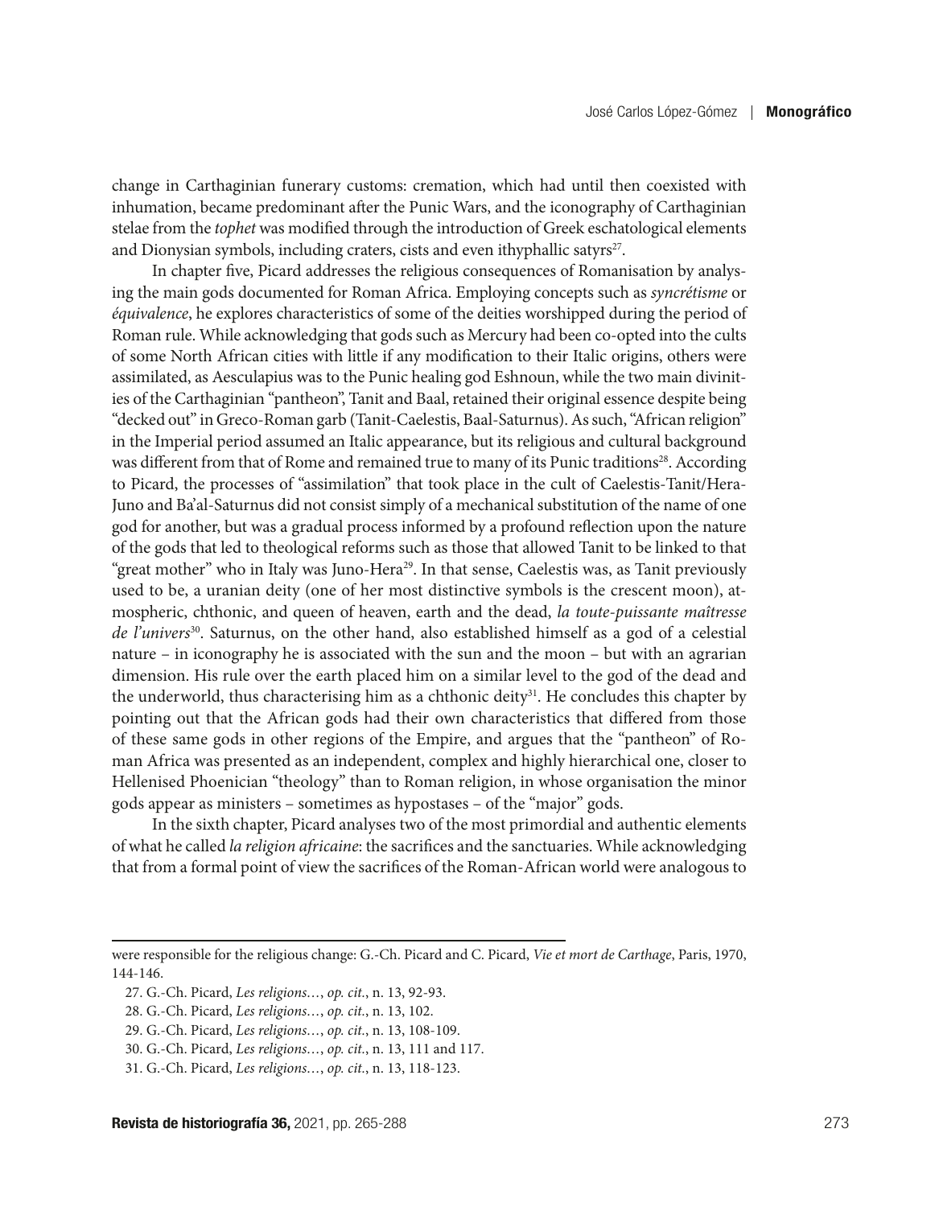change in Carthaginian funerary customs: cremation, which had until then coexisted with inhumation, became predominant after the Punic Wars, and the iconography of Carthaginian stelae from the *tophet* was modified through the introduction of Greek eschatological elements and Dionysian symbols, including craters, cists and even ithyphallic satyrs[27].

In chapter five, Picard addresses the religious consequences of Romanisation by analysing the main gods documented for Roman Africa. Employing concepts such as *syncrétisme* or *équivalence*, he explores characteristics of some of the deities worshipped during the period of Roman rule. While acknowledging that gods such as Mercury had been co-opted into the cults of some North African cities with little if any modification to their Italic origins, others were assimilated, as Aesculapius was to the Punic healing god Eshnoun, while the two main divinities of the Carthaginian "pantheon", Tanit and Baal, retained their original essence despite being "decked out" in Greco-Roman garb (Tanit-Caelestis, Baal-Saturnus). As such, "African religion" in the Imperial period assumed an Italic appearance, but its religious and cultural background was different from that of Rome and remained true to many of its Punic traditions[28]. According to Picard, the processes of "assimilation" that took place in the cult of Caelestis-Tanit/Hera-Juno and Ba'al-Saturnus did not consist simply of a mechanical substitution of the name of one god for another, but was a gradual process informed by a profound reflection upon the nature of the gods that led to theological reforms such as those that allowed Tanit to be linked to that "great mother" who in Italy was Juno-Hera[29]. In that sense, Caelestis was, as Tanit previously used to be, a uranian deity (one of her most distinctive symbols is the crescent moon), atmospheric, chthonic, and queen of heaven, earth and the dead, *la toute-puissante maîtresse de l'univers*[30]. Saturnus, on the other hand, also established himself as a god of a celestial nature – in iconography he is associated with the sun and the moon – but with an agrarian dimension. His rule over the earth placed him on a similar level to the god of the dead and the underworld, thus characterising him as a chthonic deity[31]. He concludes this chapter by pointing out that the African gods had their own characteristics that differed from those of these same gods in other regions of the Empire, and argues that the "pantheon" of Roman Africa was presented as an independent, complex and highly hierarchical one, closer to Hellenised Phoenician "theology" than to Roman religion, in whose organisation the minor gods appear as ministers – sometimes as hypostases – of the "major" gods.

In the sixth chapter, Picard analyses two of the most primordial and authentic elements of what he called *la religion africaine*: the sacrifices and the sanctuaries. While acknowledging that from a formal point of view the sacrifices of the Roman-African world were analogous to

---

were responsible for the religious change: G.-Ch. Picard and C. Picard, *Vie et mort de Carthage*, Paris, 1970, 144-146.

27. G.-Ch. Picard, *Les religions…*, *op. cit.*, n. 13, 92-93.

28. G.-Ch. Picard, *Les religions…*, *op. cit.*, n. 13, 102.

29. G.-Ch. Picard, *Les religions…*, *op. cit.*, n. 13, 108-109.

30. G.-Ch. Picard, *Les religions…*, *op. cit.*, n. 13, 111 and 117.

31. G.-Ch. Picard, *Les religions…*, *op. cit.*, n. 13, 118-123.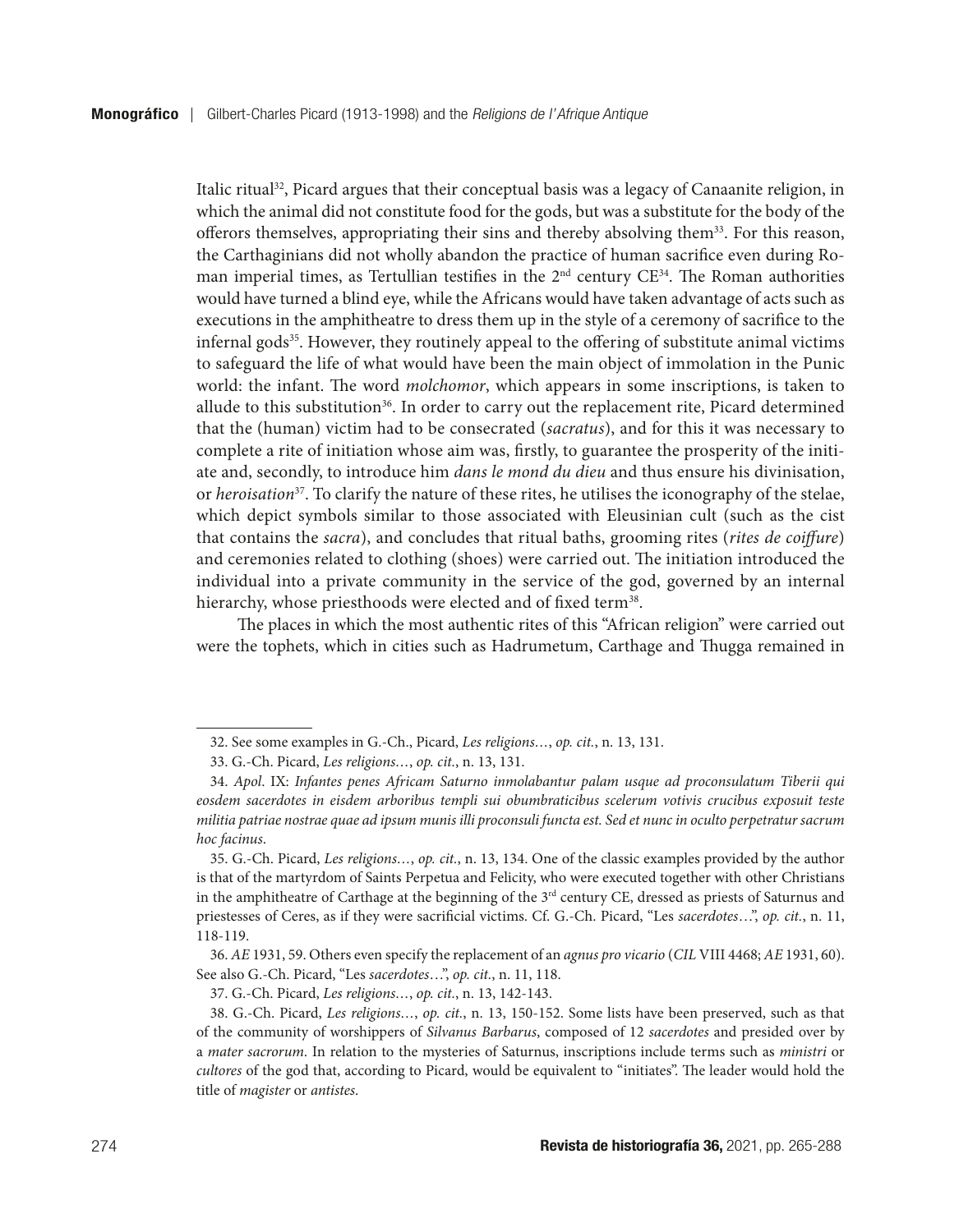Italic ritual[32], Picard argues that their conceptual basis was a legacy of Canaanite religion, in which the animal did not constitute food for the gods, but was a substitute for the body of the offerors themselves, appropriating their sins and thereby absolving them[33]. For this reason, the Carthaginians did not wholly abandon the practice of human sacrifice even during Roman imperial times, as Tertullian testifies in the 2nd century CE[34]. The Roman authorities would have turned a blind eye, while the Africans would have taken advantage of acts such as executions in the amphitheatre to dress them up in the style of a ceremony of sacrifice to the infernal gods[35]. However, they routinely appeal to the offering of substitute animal victims to safeguard the life of what would have been the main object of immolation in the Punic world: the infant. The word *molchomor*, which appears in some inscriptions, is taken to allude to this substitution[36]. In order to carry out the replacement rite, Picard determined that the (human) victim had to be consecrated (*sacratus*), and for this it was necessary to complete a rite of initiation whose aim was, firstly, to guarantee the prosperity of the initiate and, secondly, to introduce him *dans le mond du dieu* and thus ensure his divinisation, or *heroisation*[37]. To clarify the nature of these rites, he utilises the iconography of the stelae, which depict symbols similar to those associated with Eleusinian cult (such as the cist that contains the *sacra*), and concludes that ritual baths, grooming rites (*rites de coiffure*) and ceremonies related to clothing (shoes) were carried out. The initiation introduced the individual into a private community in the service of the god, governed by an internal hierarchy, whose priesthoods were elected and of fixed term[38].

The places in which the most authentic rites of this "African religion" were carried out were the tophets, which in cities such as Hadrumetum, Carthage and Thugga remained in

---

32. See some examples in G.-Ch., Picard, *Les religions…*, *op. cit.*, n. 13, 131.

33. G.-Ch. Picard, *Les religions…*, *op. cit.*, n. 13, 131.

34. *Apol*. IX: *Infantes penes Africam Saturno inmolabantur palam usque ad proconsulatum Tiberii qui eosdem sacerdotes in eisdem arboribus templi sui obumbraticibus scelerum votivis crucibus exposuit teste militia patriae nostrae quae ad ipsum munis illi proconsuli functa est. Sed et nunc in oculto perpetratur sacrum hoc facinus*.

35. G.-Ch. Picard, *Les religions…*, *op. cit.*, n. 13, 134. One of the classic examples provided by the author is that of the martyrdom of Saints Perpetua and Felicity, who were executed together with other Christians in the amphitheatre of Carthage at the beginning of the 3rd century CE, dressed as priests of Saturnus and priestesses of Ceres, as if they were sacrificial victims. Cf. G.-Ch. Picard, "Les *sacerdotes*…", *op. cit.*, n. 11, 118-119.

36. *AE* 1931, 59. Others even specify the replacement of an *agnus pro vicario* (*CIL* VIII 4468; *AE* 1931, 60). See also G.-Ch. Picard, "Les *sacerdotes*…", *op. cit.*, n. 11, 118.

37. G.-Ch. Picard, *Les religions…*, *op. cit.*, n. 13, 142-143.

38. G.-Ch. Picard, *Les religions…*, *op. cit.*, n. 13, 150-152. Some lists have been preserved, such as that of the community of worshippers of *Silvanus Barbarus*, composed of 12 *sacerdotes* and presided over by a *mater sacrorum*. In relation to the mysteries of Saturnus, inscriptions include terms such as *ministri* or *cultores* of the god that, according to Picard, would be equivalent to "initiates". The leader would hold the title of *magister* or *antistes*.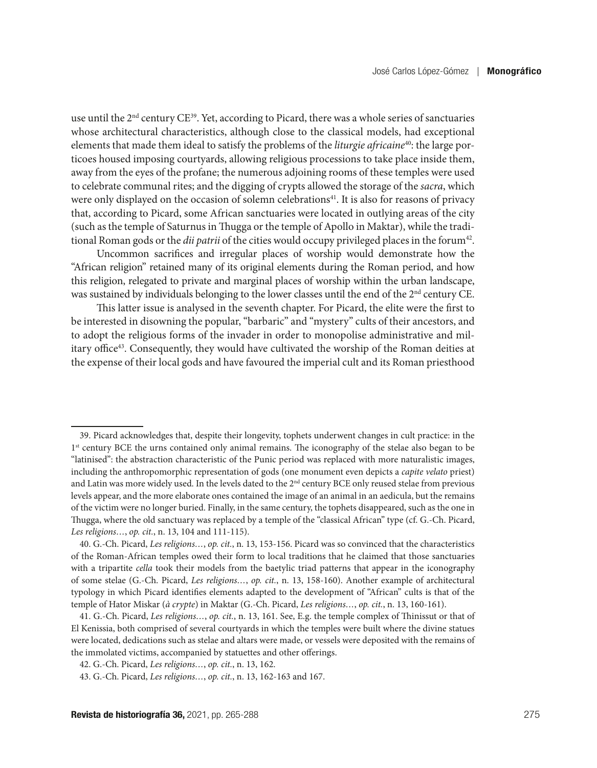use until the 2nd century CE[39]. Yet, according to Picard, there was a whole series of sanctuaries whose architectural characteristics, although close to the classical models, had exceptional elements that made them ideal to satisfy the problems of the *liturgie africaine*[40]: the large porticoes housed imposing courtyards, allowing religious processions to take place inside them, away from the eyes of the profane; the numerous adjoining rooms of these temples were used to celebrate communal rites; and the digging of crypts allowed the storage of the *sacra*, which were only displayed on the occasion of solemn celebrations[41]. It is also for reasons of privacy that, according to Picard, some African sanctuaries were located in outlying areas of the city (such as the temple of Saturnus in Thugga or the temple of Apollo in Maktar), while the traditional Roman gods or the *dii patrii* of the cities would occupy privileged places in the forum[42].

Uncommon sacrifices and irregular places of worship would demonstrate how the "African religion" retained many of its original elements during the Roman period, and how this religion, relegated to private and marginal places of worship within the urban landscape, was sustained by individuals belonging to the lower classes until the end of the 2nd century CE.

This latter issue is analysed in the seventh chapter. For Picard, the elite were the first to be interested in disowning the popular, "barbaric" and "mystery" cults of their ancestors, and to adopt the religious forms of the invader in order to monopolise administrative and military office[43]. Consequently, they would have cultivated the worship of the Roman deities at the expense of their local gods and have favoured the imperial cult and its Roman priesthood

---

39. Picard acknowledges that, despite their longevity, tophets underwent changes in cult practice: in the 1st century BCE the urns contained only animal remains. The iconography of the stelae also began to be "latinised": the abstraction characteristic of the Punic period was replaced with more naturalistic images, including the anthropomorphic representation of gods (one monument even depicts a *capite velato* priest) and Latin was more widely used. In the levels dated to the 2nd century BCE only reused stelae from previous levels appear, and the more elaborate ones contained the image of an animal in an aedicula, but the remains of the victim were no longer buried. Finally, in the same century, the tophets disappeared, such as the one in Thugga, where the old sanctuary was replaced by a temple of the "classical African" type (cf. G.-Ch. Picard, *Les religions…*, *op. cit.*, n. 13, 104 and 111-115).

40. G.-Ch. Picard, *Les religions…*, *op. cit.*, n. 13, 153-156. Picard was so convinced that the characteristics of the Roman-African temples owed their form to local traditions that he claimed that those sanctuaries with a tripartite *cella* took their models from the baetylic triad patterns that appear in the iconography of some stelae (G.-Ch. Picard, *Les religions…*, *op. cit.*, n. 13, 158-160). Another example of architectural typology in which Picard identifies elements adapted to the development of "African" cults is that of the temple of Hator Miskar (*à crypte*) in Maktar (G.-Ch. Picard, *Les religions…*, *op. cit.*, n. 13, 160-161).

41. G.-Ch. Picard, *Les religions…*, *op. cit.*, n. 13, 161. See, E.g. the temple complex of Thinissut or that of El Kenissia, both comprised of several courtyards in which the temples were built where the divine statues were located, dedications such as stelae and altars were made, or vessels were deposited with the remains of the immolated victims, accompanied by statuettes and other offerings.

42. G.-Ch. Picard, *Les religions…*, *op. cit.*, n. 13, 162.

43. G.-Ch. Picard, *Les religions…*, *op. cit.*, n. 13, 162-163 and 167.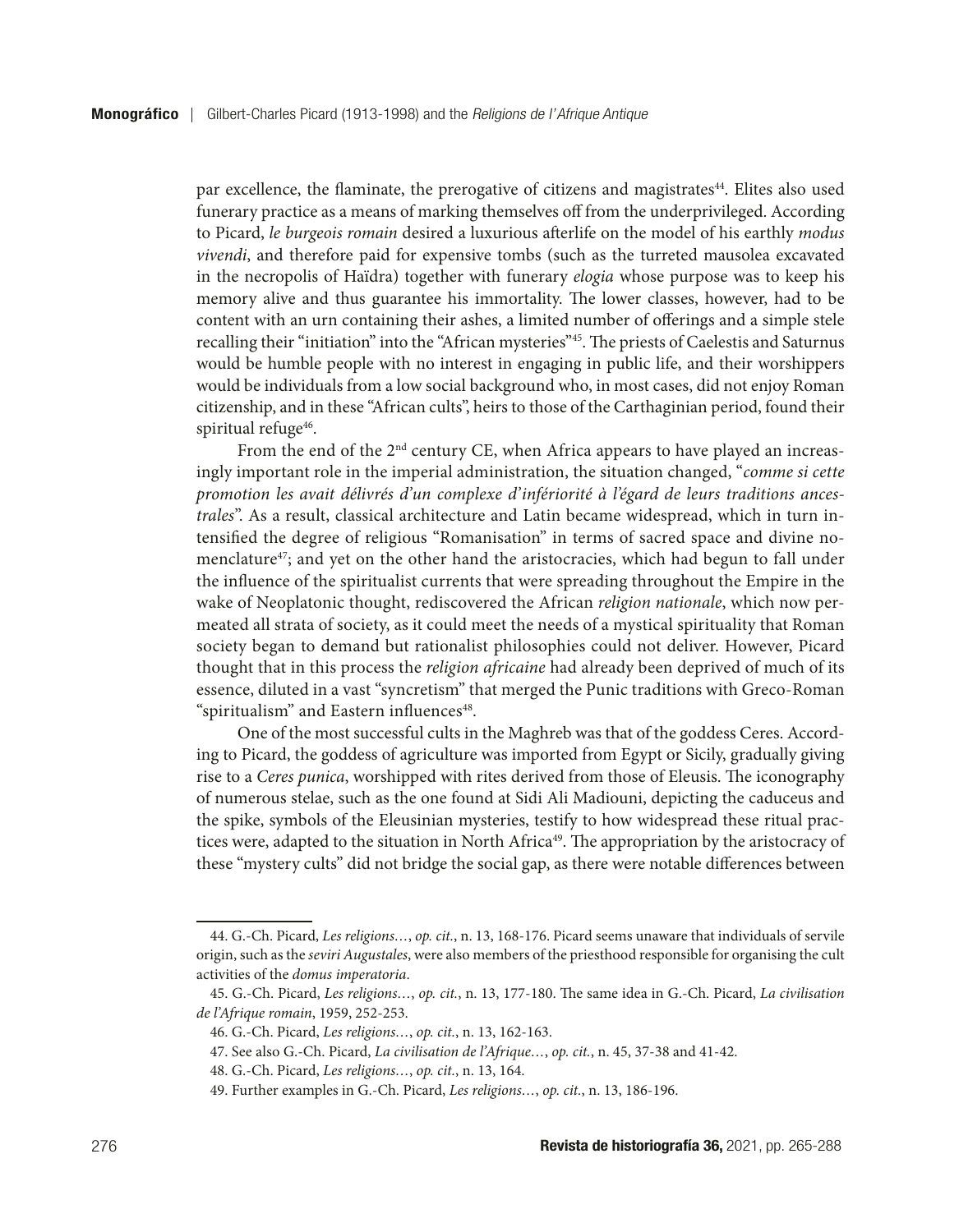par excellence, the flaminate, the prerogative of citizens and magistrates[44]. Elites also used funerary practice as a means of marking themselves off from the underprivileged. According to Picard, *le burgeois romain* desired a luxurious afterlife on the model of his earthly *modus vivendi*, and therefore paid for expensive tombs (such as the turreted mausolea excavated in the necropolis of Haïdra) together with funerary *elogia* whose purpose was to keep his memory alive and thus guarantee his immortality. The lower classes, however, had to be content with an urn containing their ashes, a limited number of offerings and a simple stele recalling their "initiation" into the "African mysteries"[45]. The priests of Caelestis and Saturnus would be humble people with no interest in engaging in public life, and their worshippers would be individuals from a low social background who, in most cases, did not enjoy Roman citizenship, and in these "African cults", heirs to those of the Carthaginian period, found their spiritual refuge[46].

From the end of the 2nd century CE, when Africa appears to have played an increasingly important role in the imperial administration, the situation changed, "*comme si cette promotion les avait délivrés d'un complexe d'infériorité à l'égard de leurs traditions ancestrales*". As a result, classical architecture and Latin became widespread, which in turn intensified the degree of religious "Romanisation" in terms of sacred space and divine nomenclature[47]; and yet on the other hand the aristocracies, which had begun to fall under the influence of the spiritualist currents that were spreading throughout the Empire in the wake of Neoplatonic thought, rediscovered the African *religion nationale*, which now permeated all strata of society, as it could meet the needs of a mystical spirituality that Roman society began to demand but rationalist philosophies could not deliver. However, Picard thought that in this process the *religion africaine* had already been deprived of much of its essence, diluted in a vast "syncretism" that merged the Punic traditions with Greco-Roman "spiritualism" and Eastern influences[48].

One of the most successful cults in the Maghreb was that of the goddess Ceres. According to Picard, the goddess of agriculture was imported from Egypt or Sicily, gradually giving rise to a *Ceres punica*, worshipped with rites derived from those of Eleusis. The iconography of numerous stelae, such as the one found at Sidi Ali Madiouni, depicting the caduceus and the spike, symbols of the Eleusinian mysteries, testify to how widespread these ritual practices were, adapted to the situation in North Africa[49]. The appropriation by the aristocracy of these "mystery cults" did not bridge the social gap, as there were notable differences between

---

44. G.-Ch. Picard, *Les religions…*, *op. cit.*, n. 13, 168-176. Picard seems unaware that individuals of servile origin, such as the *seviri Augustales*, were also members of the priesthood responsible for organising the cult activities of the *domus imperatoria*.

45. G.-Ch. Picard, *Les religions…*, *op. cit.*, n. 13, 177-180. The same idea in G.-Ch. Picard, *La civilisation de l'Afrique romain*, 1959, 252-253.

46. G.-Ch. Picard, *Les religions…*, *op. cit.*, n. 13, 162-163.

47. See also G.-Ch. Picard, *La civilisation de l'Afrique…*, *op. cit.*, n. 45, 37-38 and 41-42.

48. G.-Ch. Picard, *Les religions…*, *op. cit.*, n. 13, 164.

49. Further examples in G.-Ch. Picard, *Les religions…*, *op. cit.*, n. 13, 186-196.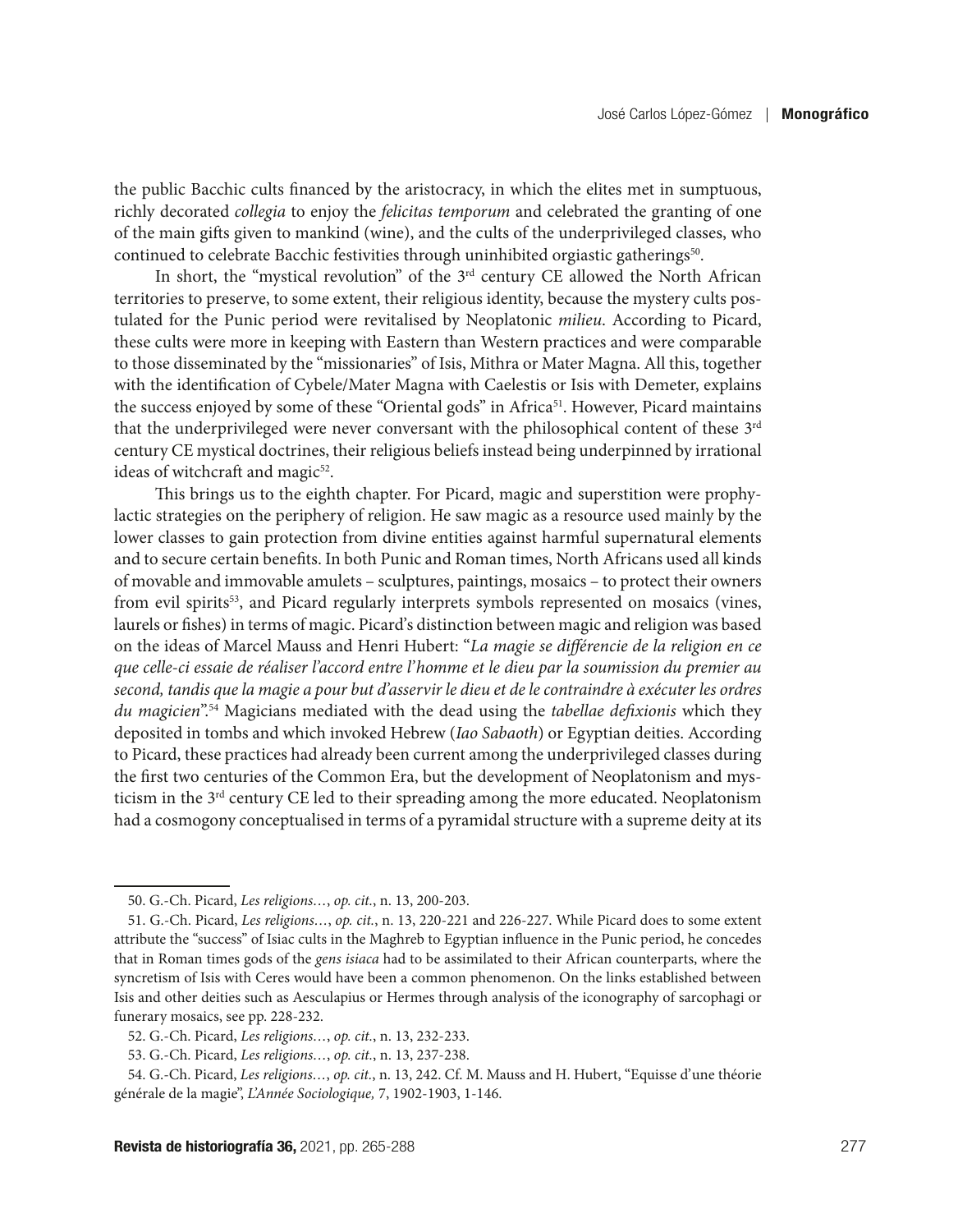the public Bacchic cults financed by the aristocracy, in which the elites met in sumptuous, richly decorated *collegia* to enjoy the *felicitas temporum* and celebrated the granting of one of the main gifts given to mankind (wine), and the cults of the underprivileged classes, who continued to celebrate Bacchic festivities through uninhibited orgiastic gatherings[50].

In short, the "mystical revolution" of the 3rd century CE allowed the North African territories to preserve, to some extent, their religious identity, because the mystery cults postulated for the Punic period were revitalised by Neoplatonic *milieu*. According to Picard, these cults were more in keeping with Eastern than Western practices and were comparable to those disseminated by the "missionaries" of Isis, Mithra or Mater Magna. All this, together with the identification of Cybele/Mater Magna with Caelestis or Isis with Demeter, explains the success enjoyed by some of these "Oriental gods" in Africa[51]. However, Picard maintains that the underprivileged were never conversant with the philosophical content of these 3rd century CE mystical doctrines, their religious beliefs instead being underpinned by irrational ideas of witchcraft and magic[52].

This brings us to the eighth chapter. For Picard, magic and superstition were prophylactic strategies on the periphery of religion. He saw magic as a resource used mainly by the lower classes to gain protection from divine entities against harmful supernatural elements and to secure certain benefits. In both Punic and Roman times, North Africans used all kinds of movable and immovable amulets – sculptures, paintings, mosaics – to protect their owners from evil spirits[53], and Picard regularly interprets symbols represented on mosaics (vines, laurels or fishes) in terms of magic. Picard's distinction between magic and religion was based on the ideas of Marcel Mauss and Henri Hubert: "*La magie se différencie de la religion en ce que celle-ci essaie de réaliser l'accord entre l'homme et le dieu par la soumission du premier au second, tandis que la magie a pour but d'asservir le dieu et de le contraindre à exécuter les ordres du magicien*".[54] Magicians mediated with the dead using the *tabellae defixionis* which they deposited in tombs and which invoked Hebrew (*Iao Sabaoth*) or Egyptian deities. According to Picard, these practices had already been current among the underprivileged classes during the first two centuries of the Common Era, but the development of Neoplatonism and mysticism in the 3rd century CE led to their spreading among the more educated. Neoplatonism had a cosmogony conceptualised in terms of a pyramidal structure with a supreme deity at its

---

50. G.-Ch. Picard, *Les religions…*, *op. cit.*, n. 13, 200-203.

51. G.-Ch. Picard, *Les religions…*, *op. cit.*, n. 13, 220-221 and 226-227. While Picard does to some extent attribute the "success" of Isiac cults in the Maghreb to Egyptian influence in the Punic period, he concedes that in Roman times gods of the *gens isiaca* had to be assimilated to their African counterparts, where the syncretism of Isis with Ceres would have been a common phenomenon. On the links established between Isis and other deities such as Aesculapius or Hermes through analysis of the iconography of sarcophagi or funerary mosaics, see pp. 228-232.

52. G.-Ch. Picard, *Les religions…*, *op. cit.*, n. 13, 232-233.

53. G.-Ch. Picard, *Les religions…*, *op. cit.*, n. 13, 237-238.

54. G.-Ch. Picard, *Les religions…*, *op. cit.*, n. 13, 242. Cf. M. Mauss and H. Hubert, "Equisse d'une théorie générale de la magie", *L'Année Sociologique,* 7, 1902-1903, 1-146.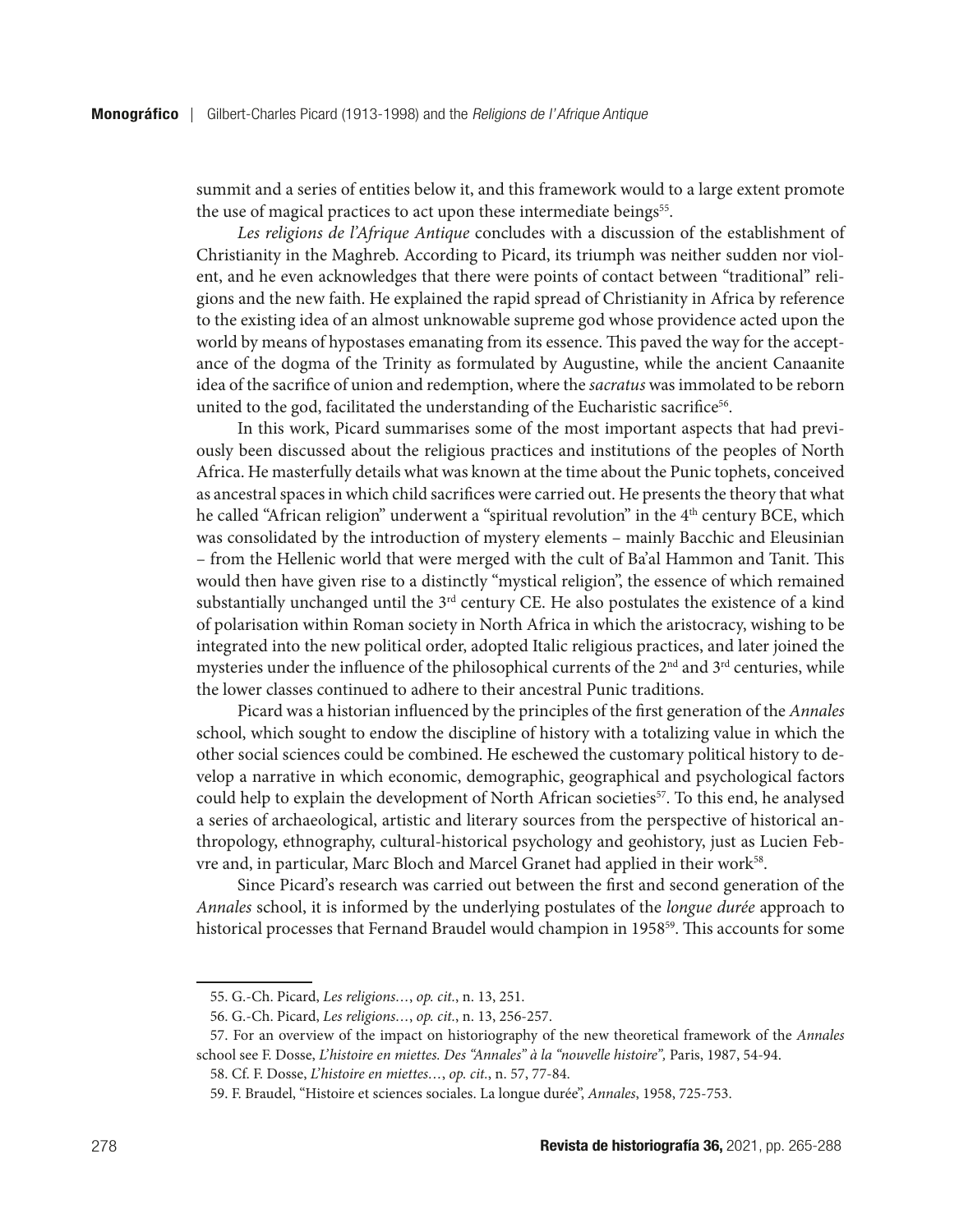summit and a series of entities below it, and this framework would to a large extent promote the use of magical practices to act upon these intermediate beings[55].

*Les religions de l'Afrique Antique* concludes with a discussion of the establishment of Christianity in the Maghreb. According to Picard, its triumph was neither sudden nor violent, and he even acknowledges that there were points of contact between "traditional" religions and the new faith. He explained the rapid spread of Christianity in Africa by reference to the existing idea of an almost unknowable supreme god whose providence acted upon the world by means of hypostases emanating from its essence. This paved the way for the acceptance of the dogma of the Trinity as formulated by Augustine, while the ancient Canaanite idea of the sacrifice of union and redemption, where the *sacratus* was immolated to be reborn united to the god, facilitated the understanding of the Eucharistic sacrifice[56].

In this work, Picard summarises some of the most important aspects that had previously been discussed about the religious practices and institutions of the peoples of North Africa. He masterfully details what was known at the time about the Punic tophets, conceived as ancestral spaces in which child sacrifices were carried out. He presents the theory that what he called "African religion" underwent a "spiritual revolution" in the 4th century BCE, which was consolidated by the introduction of mystery elements – mainly Bacchic and Eleusinian – from the Hellenic world that were merged with the cult of Ba'al Hammon and Tanit. This would then have given rise to a distinctly "mystical religion", the essence of which remained substantially unchanged until the 3rd century CE. He also postulates the existence of a kind of polarisation within Roman society in North Africa in which the aristocracy, wishing to be integrated into the new political order, adopted Italic religious practices, and later joined the mysteries under the influence of the philosophical currents of the 2nd and 3rd centuries, while the lower classes continued to adhere to their ancestral Punic traditions.

Picard was a historian influenced by the principles of the first generation of the *Annales* school, which sought to endow the discipline of history with a totalizing value in which the other social sciences could be combined. He eschewed the customary political history to develop a narrative in which economic, demographic, geographical and psychological factors could help to explain the development of North African societies[57]. To this end, he analysed a series of archaeological, artistic and literary sources from the perspective of historical anthropology, ethnography, cultural-historical psychology and geohistory, just as Lucien Febvre and, in particular, Marc Bloch and Marcel Granet had applied in their work[58].

Since Picard's research was carried out between the first and second generation of the *Annales* school, it is informed by the underlying postulates of the *longue durée* approach to historical processes that Fernand Braudel would champion in 1958[59]. This accounts for some

---

55. G.-Ch. Picard, *Les religions…*, *op. cit.*, n. 13, 251.

56. G.-Ch. Picard, *Les religions…*, *op. cit.*, n. 13, 256-257.

57. For an overview of the impact on historiography of the new theoretical framework of the *Annales* school see F. Dosse, *L'histoire en miettes. Des "Annales" à la "nouvelle histoire"*, Paris, 1987, 54-94.

58. Cf. F. Dosse, *L'histoire en miettes…*, *op. cit.*, n. 57, 77-84.

59. F. Braudel, "Histoire et sciences sociales. La longue durée", *Annales*, 1958, 725-753.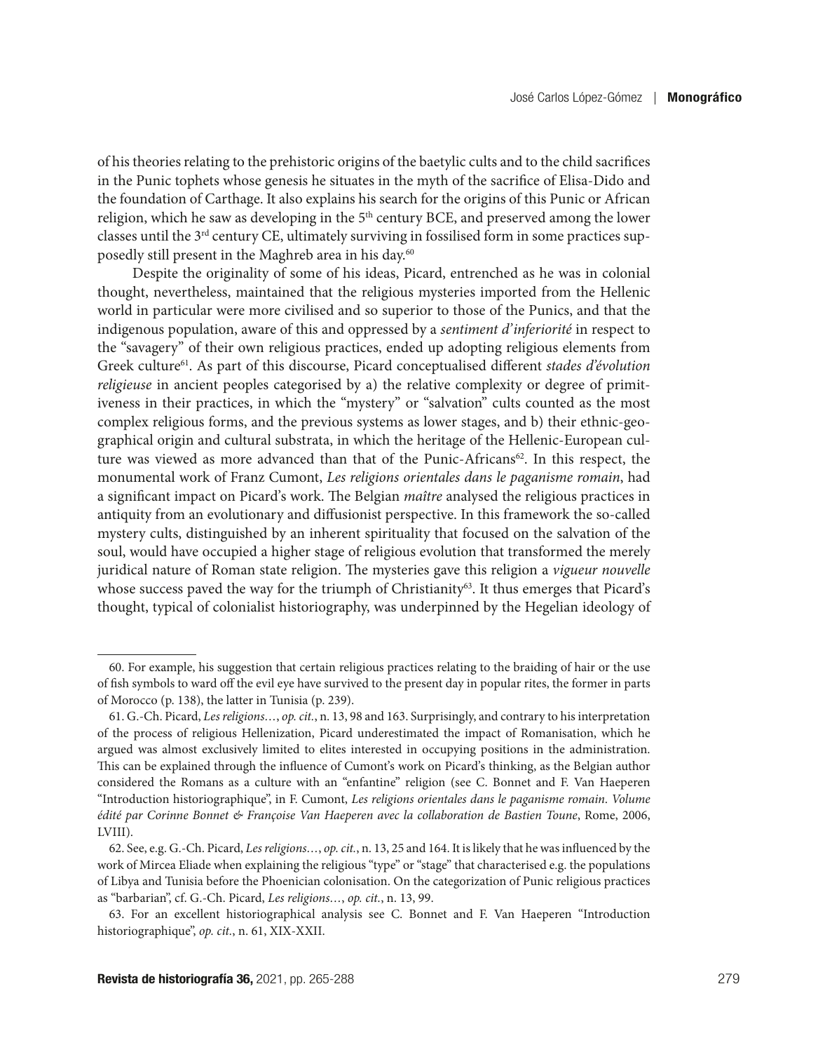of his theories relating to the prehistoric origins of the baetylic cults and to the child sacrifices in the Punic tophets whose genesis he situates in the myth of the sacrifice of Elisa-Dido and the foundation of Carthage. It also explains his search for the origins of this Punic or African religion, which he saw as developing in the 5th century BCE, and preserved among the lower classes until the 3rd century CE, ultimately surviving in fossilised form in some practices supposedly still present in the Maghreb area in his day.[60]

Despite the originality of some of his ideas, Picard, entrenched as he was in colonial thought, nevertheless, maintained that the religious mysteries imported from the Hellenic world in particular were more civilised and so superior to those of the Punics, and that the indigenous population, aware of this and oppressed by a *sentiment d'infériorité* in respect to the "savagery" of their own religious practices, ended up adopting religious elements from Greek culture[61]. As part of this discourse, Picard conceptualised different *stades d'évolution religieuse* in ancient peoples categorised by a) the relative complexity or degree of primitiveness in their practices, in which the "mystery" or "salvation" cults counted as the most complex religious forms, and the previous systems as lower stages, and b) their ethnic-geographical origin and cultural substrata, in which the heritage of the Hellenic-European culture was viewed as more advanced than that of the Punic-Africans[62]. In this respect, the monumental work of Franz Cumont, *Les religions orientales dans le paganisme romain*, had a significant impact on Picard's work. The Belgian *maître* analysed the religious practices in antiquity from an evolutionary and diffusionist perspective. In this framework the so-called mystery cults, distinguished by an inherent spirituality that focused on the salvation of the soul, would have occupied a higher stage of religious evolution that transformed the merely juridical nature of Roman state religion. The mysteries gave this religion a *vigueur nouvelle* whose success paved the way for the triumph of Christianity[63]. It thus emerges that Picard's thought, typical of colonialist historiography, was underpinned by the Hegelian ideology of

---

60. For example, his suggestion that certain religious practices relating to the braiding of hair or the use of fish symbols to ward off the evil eye have survived to the present day in popular rites, the former in parts of Morocco (p. 138), the latter in Tunisia (p. 239).

61. G.-Ch. Picard, *Les religions…*, *op. cit.*, n. 13, 98 and 163. Surprisingly, and contrary to his interpretation of the process of religious Hellenization, Picard underestimated the impact of Romanisation, which he argued was almost exclusively limited to elites interested in occupying positions in the administration. This can be explained through the influence of Cumont's work on Picard's thinking, as the Belgian author considered the Romans as a culture with an "enfantine" religion (see C. Bonnet and F. Van Haeperen "Introduction historiographique", in F. Cumont, *Les religions orientales dans le paganisme romain. Volume édité par Corinne Bonnet & Françoise Van Haeperen avec la collaboration de Bastien Toune*, Rome, 2006, LVIII).

62. See, e.g. G.-Ch. Picard, *Les religions…*, *op. cit.*, n. 13, 25 and 164. It is likely that he was influenced by the work of Mircea Eliade when explaining the religious "type" or "stage" that characterised e.g. the populations of Libya and Tunisia before the Phoenician colonisation. On the categorization of Punic religious practices as "barbarian", cf. G.-Ch. Picard, *Les religions…*, *op. cit.*, n. 13, 99.

63. For an excellent historiographical analysis see C. Bonnet and F. Van Haeperen "Introduction historiographique", *op. cit.*, n. 61, XIX-XXII.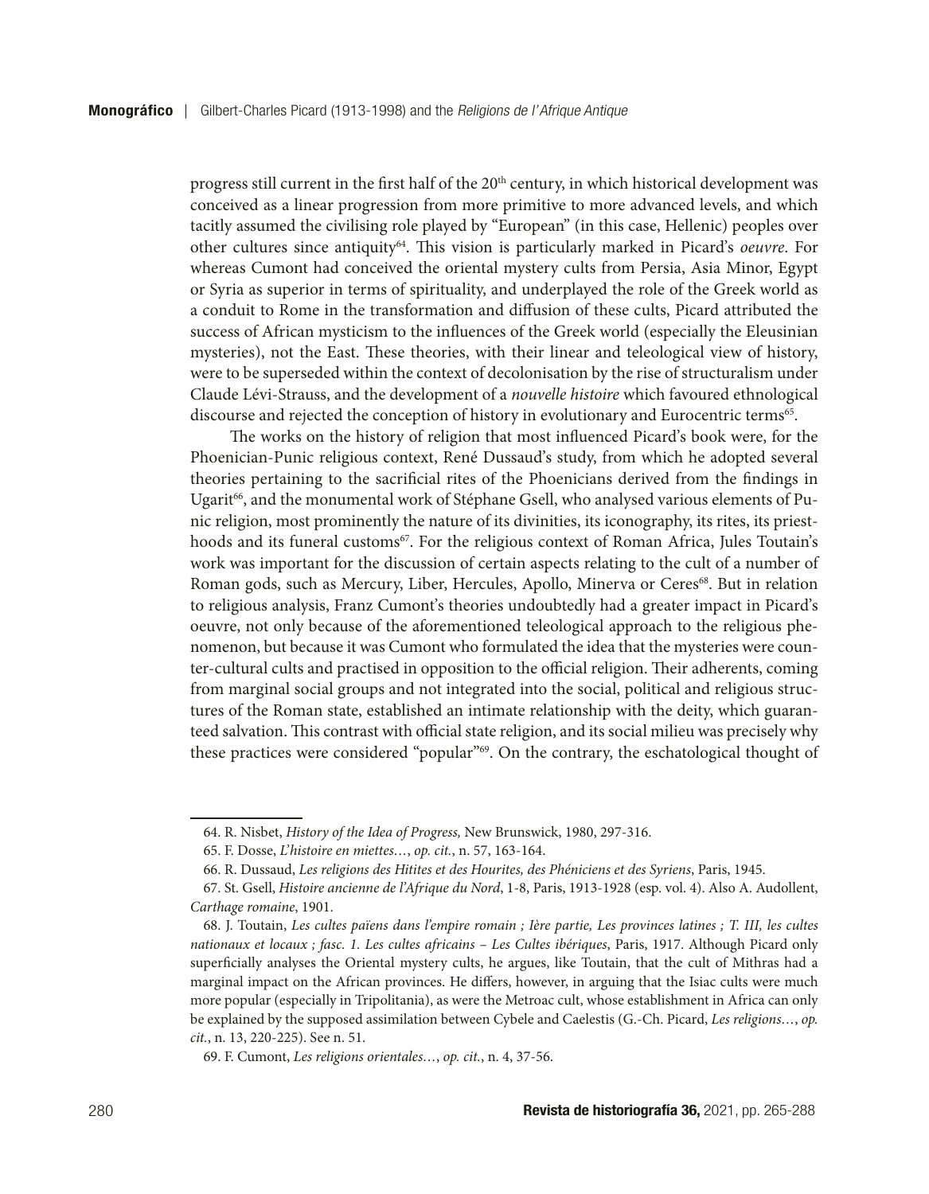progress still current in the first half of the 20th century, in which historical development was conceived as a linear progression from more primitive to more advanced levels, and which tacitly assumed the civilising role played by "European" (in this case, Hellenic) peoples over other cultures since antiquity[64]. This vision is particularly marked in Picard's *oeuvre*. For whereas Cumont had conceived the oriental mystery cults from Persia, Asia Minor, Egypt or Syria as superior in terms of spirituality, and underplayed the role of the Greek world as a conduit to Rome in the transformation and diffusion of these cults, Picard attributed the success of African mysticism to the influences of the Greek world (especially the Eleusinian mysteries), not the East. These theories, with their linear and teleological view of history, were to be superseded within the context of decolonisation by the rise of structuralism under Claude Lévi-Strauss, and the development of a *nouvelle histoire* which favoured ethnological discourse and rejected the conception of history in evolutionary and Eurocentric terms[65].

The works on the history of religion that most influenced Picard's book were, for the Phoenician-Punic religious context, René Dussaud's study, from which he adopted several theories pertaining to the sacrificial rites of the Phoenicians derived from the findings in Ugarit[66], and the monumental work of Stéphane Gsell, who analysed various elements of Punic religion, most prominently the nature of its divinities, its iconography, its rites, its priesthoods and its funeral customs[67]. For the religious context of Roman Africa, Jules Toutain's work was important for the discussion of certain aspects relating to the cult of a number of Roman gods, such as Mercury, Liber, Hercules, Apollo, Minerva or Ceres[68]. But in relation to religious analysis, Franz Cumont's theories undoubtedly had a greater impact in Picard's oeuvre, not only because of the aforementioned teleological approach to the religious phenomenon, but because it was Cumont who formulated the idea that the mysteries were counter-cultural cults and practised in opposition to the official religion. Their adherents, coming from marginal social groups and not integrated into the social, political and religious structures of the Roman state, established an intimate relationship with the deity, which guaranteed salvation. This contrast with official state religion, and its social milieu was precisely why these practices were considered "popular"[69]. On the contrary, the eschatological thought of

---

64. R. Nisbet, *History of the Idea of Progress,* New Brunswick, 1980, 297-316.

65. F. Dosse, *L'histoire en miettes…*, *op. cit.*, n. 57, 163-164.

66. R. Dussaud, *Les religions des Hitites et des Hourites, des Phéniciens et des Syriens*, Paris, 1945.

67. St. Gsell, *Histoire ancienne de l'Afrique du Nord*, 1-8, Paris, 1913-1928 (esp. vol. 4). Also A. Audollent, *Carthage romaine*, 1901.

68. J. Toutain, *Les cultes païens dans l'empire romain ; Ière partie, Les provinces latines ; T. III, les cultes nationaux et locaux ; fasc. 1. Les cultes africains – Les Cultes ibériques*, Paris, 1917. Although Picard only superficially analyses the Oriental mystery cults, he argues, like Toutain, that the cult of Mithras had a marginal impact on the African provinces. He differs, however, in arguing that the Isiac cults were much more popular (especially in Tripolitania), as were the Metroac cult, whose establishment in Africa can only be explained by the supposed assimilation between Cybele and Caelestis (G.-Ch. Picard, *Les religions…*, *op. cit.*, n. 13, 220-225). See n. 51.

69. F. Cumont, *Les religions orientales…*, *op. cit.*, n. 4, 37-56.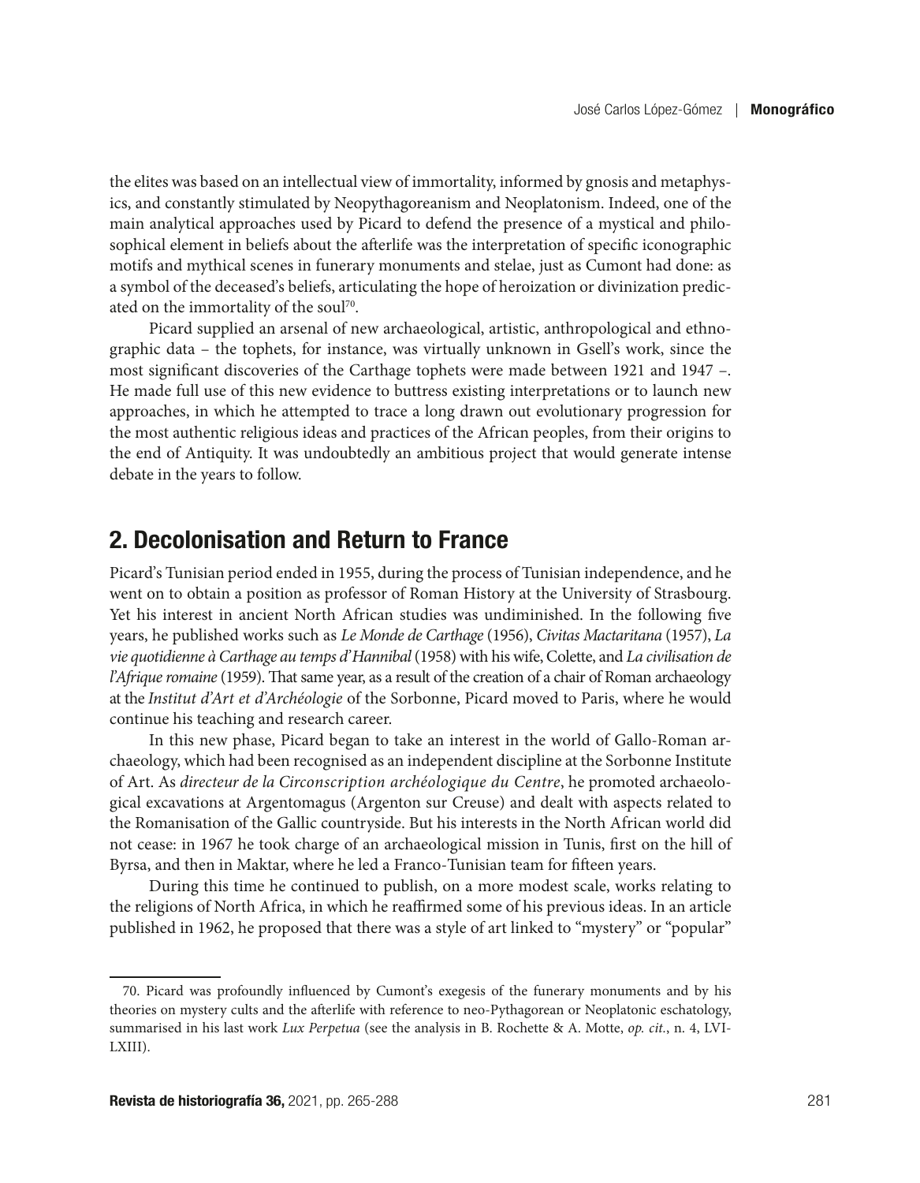the elites was based on an intellectual view of immortality, informed by gnosis and metaphysics, and constantly stimulated by Neopythagoreanism and Neoplatonism. Indeed, one of the main analytical approaches used by Picard to defend the presence of a mystical and philosophical element in beliefs about the afterlife was the interpretation of specific iconographic motifs and mythical scenes in funerary monuments and stelae, just as Cumont had done: as a symbol of the deceased's beliefs, articulating the hope of heroization or divinization predicated on the immortality of the soul[70].

Picard supplied an arsenal of new archaeological, artistic, anthropological and ethnographic data – the tophets, for instance, was virtually unknown in Gsell's work, since the most significant discoveries of the Carthage tophets were made between 1921 and 1947 –. He made full use of this new evidence to buttress existing interpretations or to launch new approaches, in which he attempted to trace a long drawn out evolutionary progression for the most authentic religious ideas and practices of the African peoples, from their origins to the end of Antiquity. It was undoubtedly an ambitious project that would generate intense debate in the years to follow.

## 2. Decolonisation and Return to France

Picard's Tunisian period ended in 1955, during the process of Tunisian independence, and he went on to obtain a position as professor of Roman History at the University of Strasbourg. Yet his interest in ancient North African studies was undiminished. In the following five years, he published works such as *Le Monde de Carthage* (1956), *Civitas Mactaritana* (1957), *La vie quotidienne à Carthage au temps d'Hannibal* (1958) with his wife, Colette, and *La civilisation de l'Afrique romaine* (1959). That same year, as a result of the creation of a chair of Roman archaeology at the *Institut d'Art et d'Archéologie* of the Sorbonne, Picard moved to Paris, where he would continue his teaching and research career.

In this new phase, Picard began to take an interest in the world of Gallo-Roman archaeology, which had been recognised as an independent discipline at the Sorbonne Institute of Art. As *directeur de la Circonscription archéologique du Centre*, he promoted archaeological excavations at Argentomagus (Argenton sur Creuse) and dealt with aspects related to the Romanisation of the Gallic countryside. But his interests in the North African world did not cease: in 1967 he took charge of an archaeological mission in Tunis, first on the hill of Byrsa, and then in Maktar, where he led a Franco-Tunisian team for fifteen years.

During this time he continued to publish, on a more modest scale, works relating to the religions of North Africa, in which he reaffirmed some of his previous ideas. In an article published in 1962, he proposed that there was a style of art linked to "mystery" or "popular"

70. Picard was profoundly influenced by Cumont's exegesis of the funerary monuments and by his theories on mystery cults and the afterlife with reference to neo-Pythagorean or Neoplatonic eschatology, summarised in his last work *Lux Perpetua* (see the analysis in B. Rochette & A. Motte, *op. cit.*, n. 4, LVI-LXIII).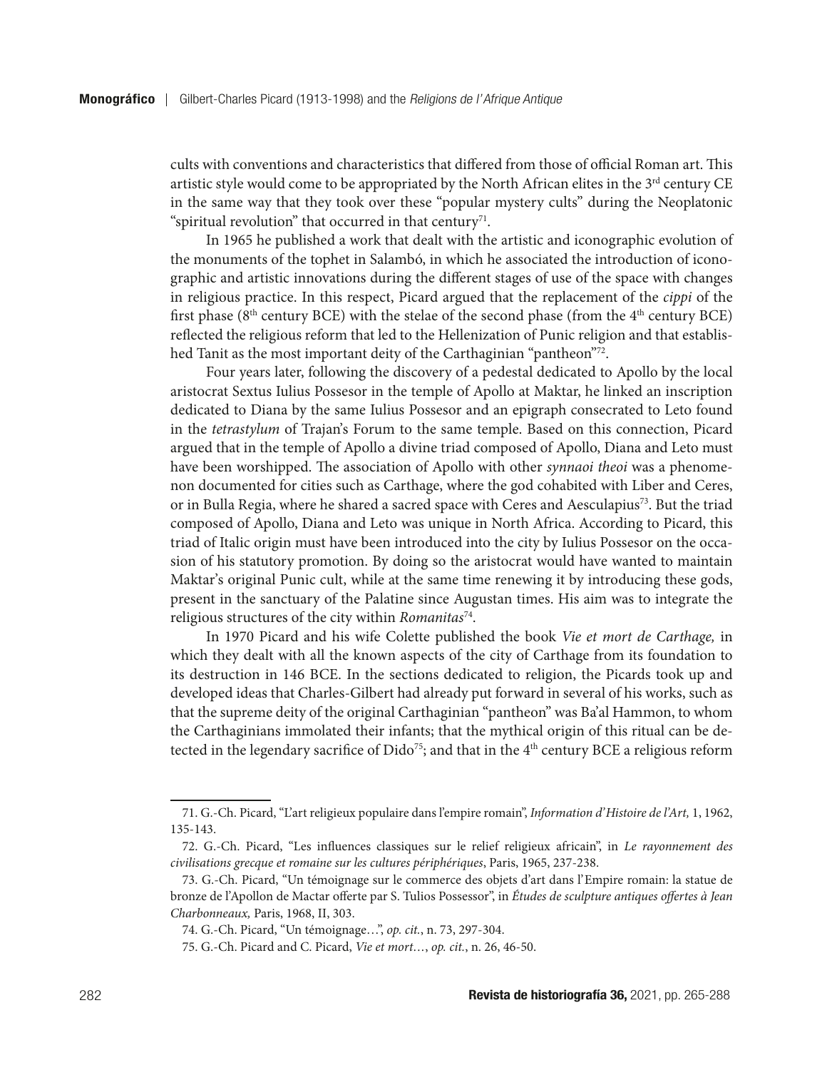cults with conventions and characteristics that differed from those of official Roman art. This artistic style would come to be appropriated by the North African elites in the 3rd century CE in the same way that they took over these "popular mystery cults" during the Neoplatonic "spiritual revolution" that occurred in that century[71].

In 1965 he published a work that dealt with the artistic and iconographic evolution of the monuments of the tophet in Salambó, in which he associated the introduction of iconographic and artistic innovations during the different stages of use of the space with changes in religious practice. In this respect, Picard argued that the replacement of the *cippi* of the first phase (8th century BCE) with the stelae of the second phase (from the 4th century BCE) reflected the religious reform that led to the Hellenization of Punic religion and that established Tanit as the most important deity of the Carthaginian "pantheon"[72].

Four years later, following the discovery of a pedestal dedicated to Apollo by the local aristocrat Sextus Iulius Possesor in the temple of Apollo at Maktar, he linked an inscription dedicated to Diana by the same Iulius Possesor and an epigraph consecrated to Leto found in the *tetrastylum* of Trajan's Forum to the same temple. Based on this connection, Picard argued that in the temple of Apollo a divine triad composed of Apollo, Diana and Leto must have been worshipped. The association of Apollo with other *synnaoi theoi* was a phenomenon documented for cities such as Carthage, where the god cohabited with Liber and Ceres, or in Bulla Regia, where he shared a sacred space with Ceres and Aesculapius[73]. But the triad composed of Apollo, Diana and Leto was unique in North Africa. According to Picard, this triad of Italic origin must have been introduced into the city by Iulius Possesor on the occasion of his statutory promotion. By doing so the aristocrat would have wanted to maintain Maktar's original Punic cult, while at the same time renewing it by introducing these gods, present in the sanctuary of the Palatine since Augustan times. His aim was to integrate the religious structures of the city within *Romanitas*[74].

In 1970 Picard and his wife Colette published the book *Vie et mort de Carthage,* in which they dealt with all the known aspects of the city of Carthage from its foundation to its destruction in 146 BCE. In the sections dedicated to religion, the Picards took up and developed ideas that Charles-Gilbert had already put forward in several of his works, such as that the supreme deity of the original Carthaginian "pantheon" was Ba'al Hammon, to whom the Carthaginians immolated their infants; that the mythical origin of this ritual can be detected in the legendary sacrifice of Dido[75]; and that in the 4th century BCE a religious reform

---

71. G.-Ch. Picard, "L'art religieux populaire dans l'empire romain", *Information d'Histoire de l'Art,* 1, 1962, 135-143.

72. G.-Ch. Picard, "Les influences classiques sur le relief religieux africain", in *Le rayonnement des civilisations grecque et romaine sur les cultures périphériques*, Paris, 1965, 237-238.

73. G.-Ch. Picard, "Un témoignage sur le commerce des objets d'art dans l'Empire romain: la statue de bronze de l'Apollon de Mactar offerte par S. Tulios Possessor", in *Études de sculpture antiques offertes à Jean Charbonneaux,* Paris, 1968, II, 303.

74. G.-Ch. Picard, "Un témoignage…", *op. cit.*, n. 73, 297-304.

75. G.-Ch. Picard and C. Picard, *Vie et mort…*, *op. cit.*, n. 26, 46-50.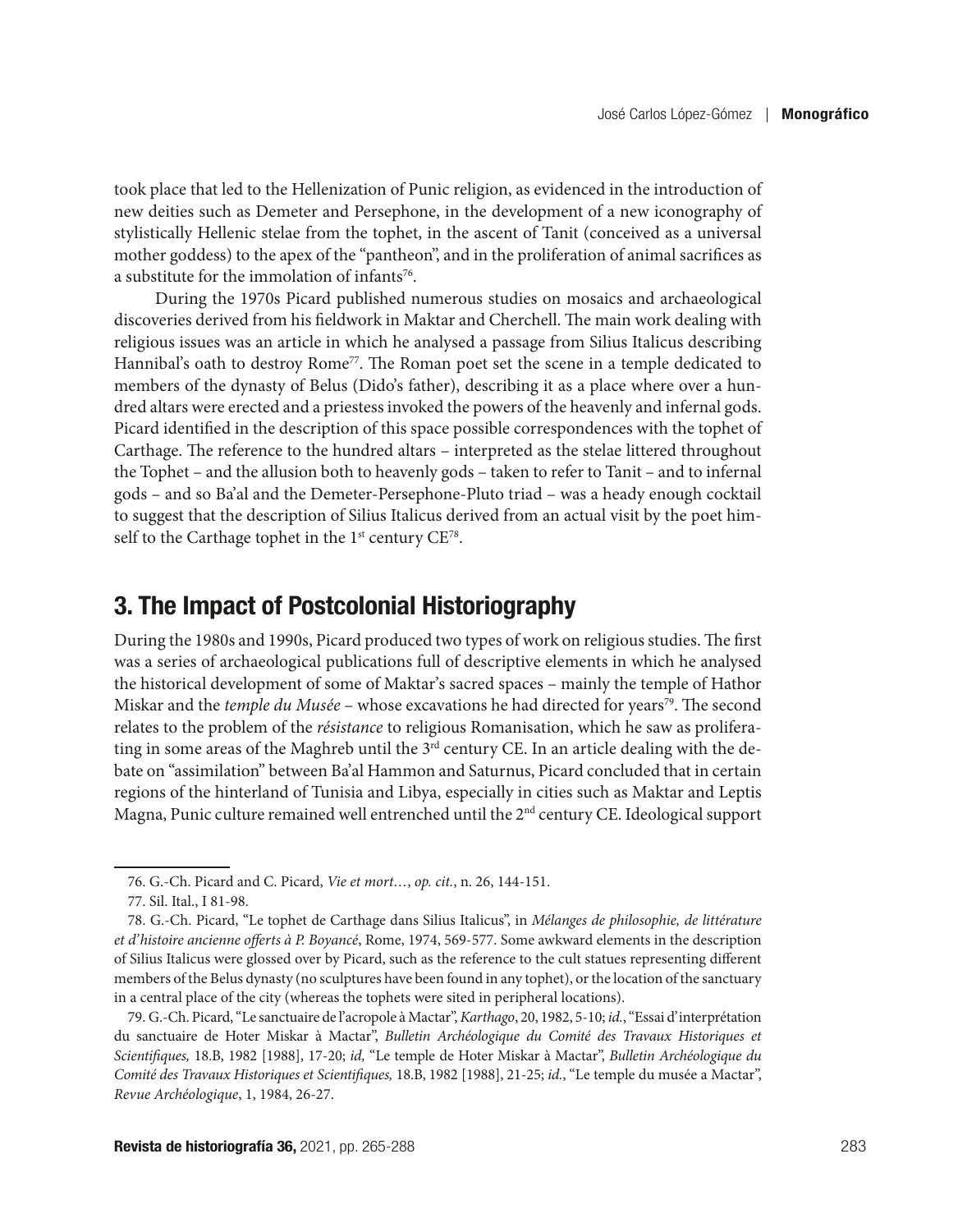took place that led to the Hellenization of Punic religion, as evidenced in the introduction of new deities such as Demeter and Persephone, in the development of a new iconography of stylistically Hellenic stelae from the tophet, in the ascent of Tanit (conceived as a universal mother goddess) to the apex of the "pantheon", and in the proliferation of animal sacrifices as a substitute for the immolation of infants[76].

During the 1970s Picard published numerous studies on mosaics and archaeological discoveries derived from his fieldwork in Maktar and Cherchell. The main work dealing with religious issues was an article in which he analysed a passage from Silius Italicus describing Hannibal's oath to destroy Rome[77]. The Roman poet set the scene in a temple dedicated to members of the dynasty of Belus (Dido's father), describing it as a place where over a hundred altars were erected and a priestess invoked the powers of the heavenly and infernal gods. Picard identified in the description of this space possible correspondences with the tophet of Carthage. The reference to the hundred altars – interpreted as the stelae littered throughout the Tophet – and the allusion both to heavenly gods – taken to refer to Tanit – and to infernal gods – and so Ba'al and the Demeter-Persephone-Pluto triad – was a heady enough cocktail to suggest that the description of Silius Italicus derived from an actual visit by the poet himself to the Carthage tophet in the 1st century CE[78].

## 3. The Impact of Postcolonial Historiography

During the 1980s and 1990s, Picard produced two types of work on religious studies. The first was a series of archaeological publications full of descriptive elements in which he analysed the historical development of some of Maktar's sacred spaces – mainly the temple of Hathor Miskar and the *temple du Musée* – whose excavations he had directed for years[79]. The second relates to the problem of the *résistance* to religious Romanisation, which he saw as proliferating in some areas of the Maghreb until the 3rd century CE. In an article dealing with the debate on "assimilation" between Ba'al Hammon and Saturnus, Picard concluded that in certain regions of the hinterland of Tunisia and Libya, especially in cities such as Maktar and Leptis Magna, Punic culture remained well entrenched until the 2nd century CE. Ideological support

---

76. G.-Ch. Picard and C. Picard, *Vie et mort…*, *op. cit.*, n. 26, 144-151.

77. Sil. Ital., I 81-98.

78. G.-Ch. Picard, "Le tophet de Carthage dans Silius Italicus", in *Mélanges de philosophie, de littérature et d'histoire ancienne offerts à P. Boyancé*, Rome, 1974, 569-577. Some awkward elements in the description of Silius Italicus were glossed over by Picard, such as the reference to the cult statues representing different members of the Belus dynasty (no sculptures have been found in any tophet), or the location of the sanctuary in a central place of the city (whereas the tophets were sited in peripheral locations).

79. G.-Ch. Picard, "Le sanctuaire de l'acropole à Mactar", *Karthago*, 20, 1982, 5-10; *id.*, "Essai d'interprétation du sanctuaire de Hoter Miskar à Mactar", *Bulletin Archéologique du Comité des Travaux Historiques et Scientifiques,* 18.B, 1982 [1988], 17-20; *id,* "Le temple de Hoter Miskar à Mactar", *Bulletin Archéologique du Comité des Travaux Historiques et Scientifiques,* 18.B, 1982 [1988], 21-25; *id.*, "Le temple du musée a Mactar", *Revue Archéologique*, 1, 1984, 26-27.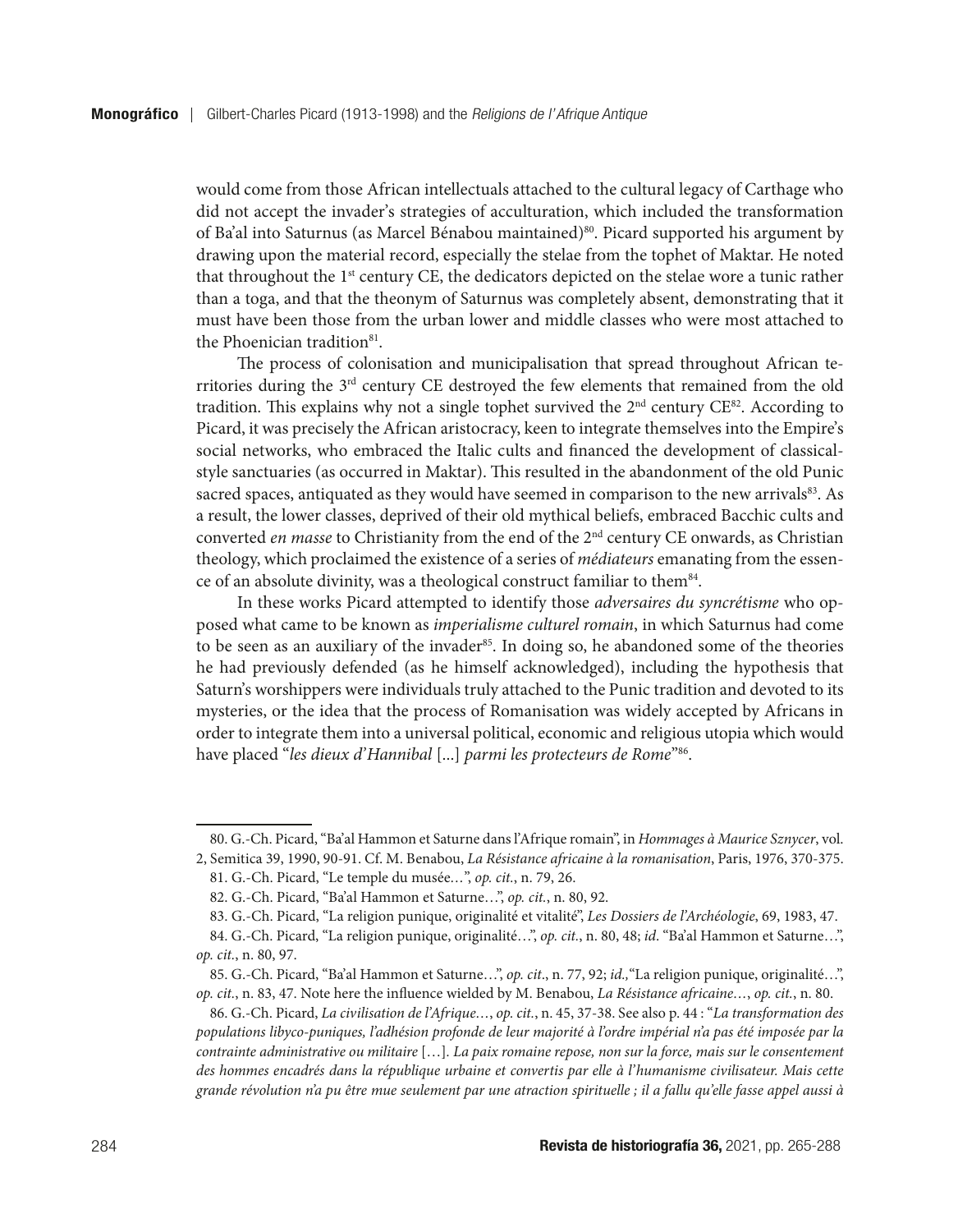would come from those African intellectuals attached to the cultural legacy of Carthage who did not accept the invader's strategies of acculturation, which included the transformation of Ba'al into Saturnus (as Marcel Bénabou maintained)[80]. Picard supported his argument by drawing upon the material record, especially the stelae from the tophet of Maktar. He noted that throughout the 1st century CE, the dedicators depicted on the stelae wore a tunic rather than a toga, and that the theonym of Saturnus was completely absent, demonstrating that it must have been those from the urban lower and middle classes who were most attached to the Phoenician tradition[81].

The process of colonisation and municipalisation that spread throughout African territories during the 3rd century CE destroyed the few elements that remained from the old tradition. This explains why not a single tophet survived the 2nd century CE[82]. According to Picard, it was precisely the African aristocracy, keen to integrate themselves into the Empire's social networks, who embraced the Italic cults and financed the development of classical-style sanctuaries (as occurred in Maktar). This resulted in the abandonment of the old Punic sacred spaces, antiquated as they would have seemed in comparison to the new arrivals[83]. As a result, the lower classes, deprived of their old mythical beliefs, embraced Bacchic cults and converted *en masse* to Christianity from the end of the 2nd century CE onwards, as Christian theology, which proclaimed the existence of a series of *médiateurs* emanating from the essence of an absolute divinity, was a theological construct familiar to them[84].

In these works Picard attempted to identify those *adversaires du syncrétisme* who opposed what came to be known as *imperialisme culturel romain*, in which Saturnus had come to be seen as an auxiliary of the invader[85]. In doing so, he abandoned some of the theories he had previously defended (as he himself acknowledged), including the hypothesis that Saturn's worshippers were individuals truly attached to the Punic tradition and devoted to its mysteries, or the idea that the process of Romanisation was widely accepted by Africans in order to integrate them into a universal political, economic and religious utopia which would have placed "*les dieux d'Hannibal* [...] *parmi les protecteurs de Rome*"[86].

---

80. G.-Ch. Picard, "Ba'al Hammon et Saturne dans l'Afrique romain", in *Hommages à Maurice Sznycer*, vol. 2, Semitica 39, 1990, 90-91. Cf. M. Benabou, *La Résistance africaine à la romanisation*, Paris, 1976, 370-375.

81. G.-Ch. Picard, "Le temple du musée…", *op. cit.*, n. 79, 26.

82. G.-Ch. Picard, "Ba'al Hammon et Saturne…", *op. cit.*, n. 80, 92.

83. G.-Ch. Picard, "La religion punique, originalité et vitalité", *Les Dossiers de l'Archéologie*, 69, 1983, 47.

84. G.-Ch. Picard, "La religion punique, originalité…", *op. cit.*, n. 80, 48; *id.* "Ba'al Hammon et Saturne…", *op. cit.*, n. 80, 97.

85. G.-Ch. Picard, "Ba'al Hammon et Saturne…", *op. cit*., n. 77, 92; *id.,* "La religion punique, originalité…", *op. cit.*, n. 83, 47. Note here the influence wielded by M. Benabou, *La Résistance africaine…*, *op. cit.*, n. 80.

86. G.-Ch. Picard, *La civilisation de l'Afrique…*, *op. cit.*, n. 45, 37-38. See also p. 44 : "*La transformation des populations libyco-puniques, l'adhésion profonde de leur majorité à l'ordre impérial n'a pas été imposée par la contrainte administrative ou militaire* […]*. La paix romaine repose, non sur la force, mais sur le consentement des hommes encadrés dans la république urbaine et convertis par elle à l'humanisme civilisateur. Mais cette grande révolution n'a pu être mue seulement par une atraction spirituelle ; il a fallu qu'elle fasse appel aussi à*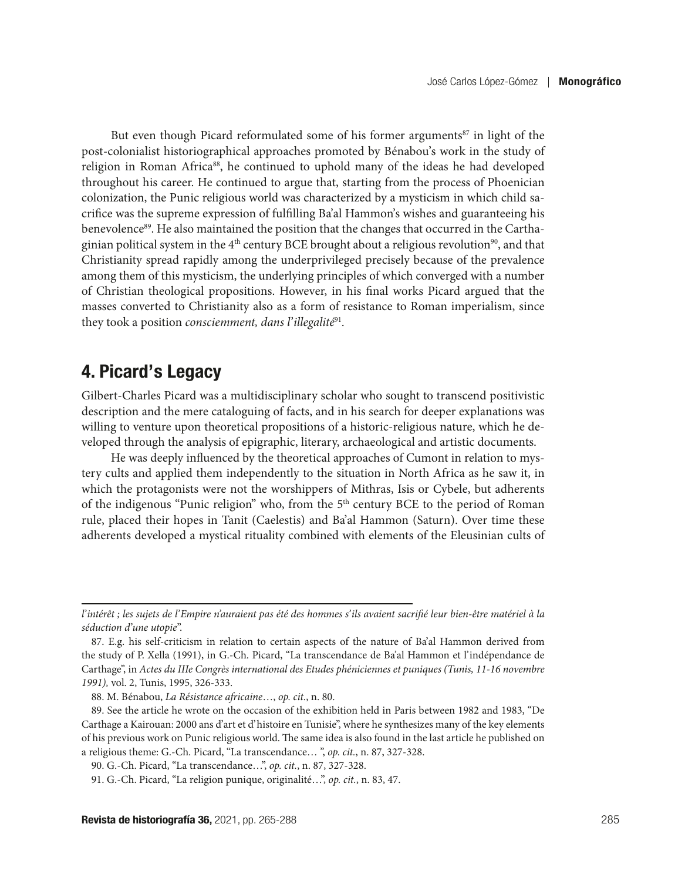But even though Picard reformulated some of his former arguments[87] in light of the post-colonialist historiographical approaches promoted by Bénabou's work in the study of religion in Roman Africa[88], he continued to uphold many of the ideas he had developed throughout his career. He continued to argue that, starting from the process of Phoenician colonization, the Punic religious world was characterized by a mysticism in which child sacrifice was the supreme expression of fulfilling Ba'al Hammon's wishes and guaranteeing his benevolence[89]. He also maintained the position that the changes that occurred in the Carthaginian political system in the 4th century BCE brought about a religious revolution[90], and that Christianity spread rapidly among the underprivileged precisely because of the prevalence among them of this mysticism, the underlying principles of which converged with a number of Christian theological propositions. However, in his final works Picard argued that the masses converted to Christianity also as a form of resistance to Roman imperialism, since they took a position *consciemment, dans l'illegalité*[91].

## 4. Picard's Legacy

Gilbert-Charles Picard was a multidisciplinary scholar who sought to transcend positivistic description and the mere cataloguing of facts, and in his search for deeper explanations was willing to venture upon theoretical propositions of a historic-religious nature, which he developed through the analysis of epigraphic, literary, archaeological and artistic documents.

He was deeply influenced by the theoretical approaches of Cumont in relation to mystery cults and applied them independently to the situation in North Africa as he saw it, in which the protagonists were not the worshippers of Mithras, Isis or Cybele, but adherents of the indigenous "Punic religion" who, from the 5th century BCE to the period of Roman rule, placed their hopes in Tanit (Caelestis) and Ba'al Hammon (Saturn). Over time these adherents developed a mystical rituality combined with elements of the Eleusinian cults of

---

*l'intérêt ; les sujets de l'Empire n'auraient pas été des hommes s'ils avaient sacrifié leur bien-être matériel à la séduction d'une utopie*".

87. E.g. his self-criticism in relation to certain aspects of the nature of Ba'al Hammon derived from the study of P. Xella (1991), in G.-Ch. Picard, "La transcendance de Ba'al Hammon et l'indépendance de Carthage", in *Actes du IIIe Congrès international des Etudes phéniciennes et puniques (Tunis, 11-16 novembre 1991),* vol. 2, Tunis, 1995, 326-333.

88. M. Bénabou, *La Résistance africaine*…, *op. cit.*, n. 80.

89. See the article he wrote on the occasion of the exhibition held in Paris between 1982 and 1983, "De Carthage a Kairouan: 2000 ans d'art et d'histoire en Tunisie", where he synthesizes many of the key elements of his previous work on Punic religious world. The same idea is also found in the last article he published on a religious theme: G.-Ch. Picard, "La transcendance… ", *op. cit.*, n. 87, 327-328.

90. G.-Ch. Picard, "La transcendance…", *op. cit.*, n. 87, 327-328.

91. G.-Ch. Picard, "La religion punique, originalité…", *op. cit.*, n. 83, 47.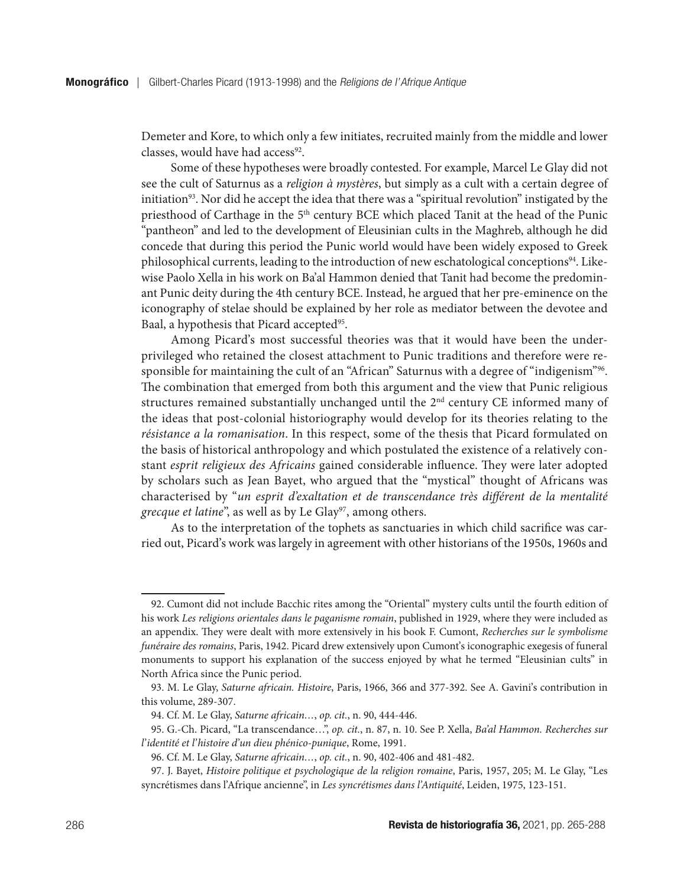Demeter and Kore, to which only a few initiates, recruited mainly from the middle and lower classes, would have had access[92].

Some of these hypotheses were broadly contested. For example, Marcel Le Glay did not see the cult of Saturnus as a *religion à mystères*, but simply as a cult with a certain degree of initiation[93]. Nor did he accept the idea that there was a "spiritual revolution" instigated by the priesthood of Carthage in the 5th century BCE which placed Tanit at the head of the Punic "pantheon" and led to the development of Eleusinian cults in the Maghreb, although he did concede that during this period the Punic world would have been widely exposed to Greek philosophical currents, leading to the introduction of new eschatological conceptions[94]. Likewise Paolo Xella in his work on Ba'al Hammon denied that Tanit had become the predominant Punic deity during the 4th century BCE. Instead, he argued that her pre-eminence on the iconography of stelae should be explained by her role as mediator between the devotee and Baal, a hypothesis that Picard accepted[95].

Among Picard's most successful theories was that it would have been the underprivileged who retained the closest attachment to Punic traditions and therefore were responsible for maintaining the cult of an "African" Saturnus with a degree of "indigenism"[96]. The combination that emerged from both this argument and the view that Punic religious structures remained substantially unchanged until the 2nd century CE informed many of the ideas that post-colonial historiography would develop for its theories relating to the *résistance a la romanisation*. In this respect, some of the thesis that Picard formulated on the basis of historical anthropology and which postulated the existence of a relatively constant *esprit religieux des Africains* gained considerable influence. They were later adopted by scholars such as Jean Bayet, who argued that the "mystical" thought of Africans was characterised by "*un esprit d'exaltation et de transcendance très différent de la mentalité grecque et latine*", as well as by Le Glay[97], among others.

As to the interpretation of the tophets as sanctuaries in which child sacrifice was carried out, Picard's work was largely in agreement with other historians of the 1950s, 1960s and

---

92. Cumont did not include Bacchic rites among the "Oriental" mystery cults until the fourth edition of his work *Les religions orientales dans le paganisme romain*, published in 1929, where they were included as an appendix. They were dealt with more extensively in his book F. Cumont, *Recherches sur le symbolisme funéraire des romains*, Paris, 1942. Picard drew extensively upon Cumont's iconographic exegesis of funeral monuments to support his explanation of the success enjoyed by what he termed "Eleusinian cults" in North Africa since the Punic period.

93. M. Le Glay, *Saturne africain. Histoire*, Paris, 1966, 366 and 377-392. See A. Gavini's contribution in this volume, 289-307.

94. Cf. M. Le Glay, *Saturne africain…*, *op. cit.*, n. 90, 444-446.

95. G.-Ch. Picard, "La transcendance…", *op. cit.*, n. 87, n. 10. See P. Xella, *Ba'al Hammon. Recherches sur l'identité et l'histoire d'un dieu phénico-punique*, Rome, 1991.

96. Cf. M. Le Glay, *Saturne africain…*, *op. cit.*, n. 90, 402-406 and 481-482.

97. J. Bayet, *Histoire politique et psychologique de la religion romaine*, Paris, 1957, 205; M. Le Glay, "Les syncrétismes dans l'Afrique ancienne", in *Les syncrétismes dans l'Antiquité*, Leiden, 1975, 123-151.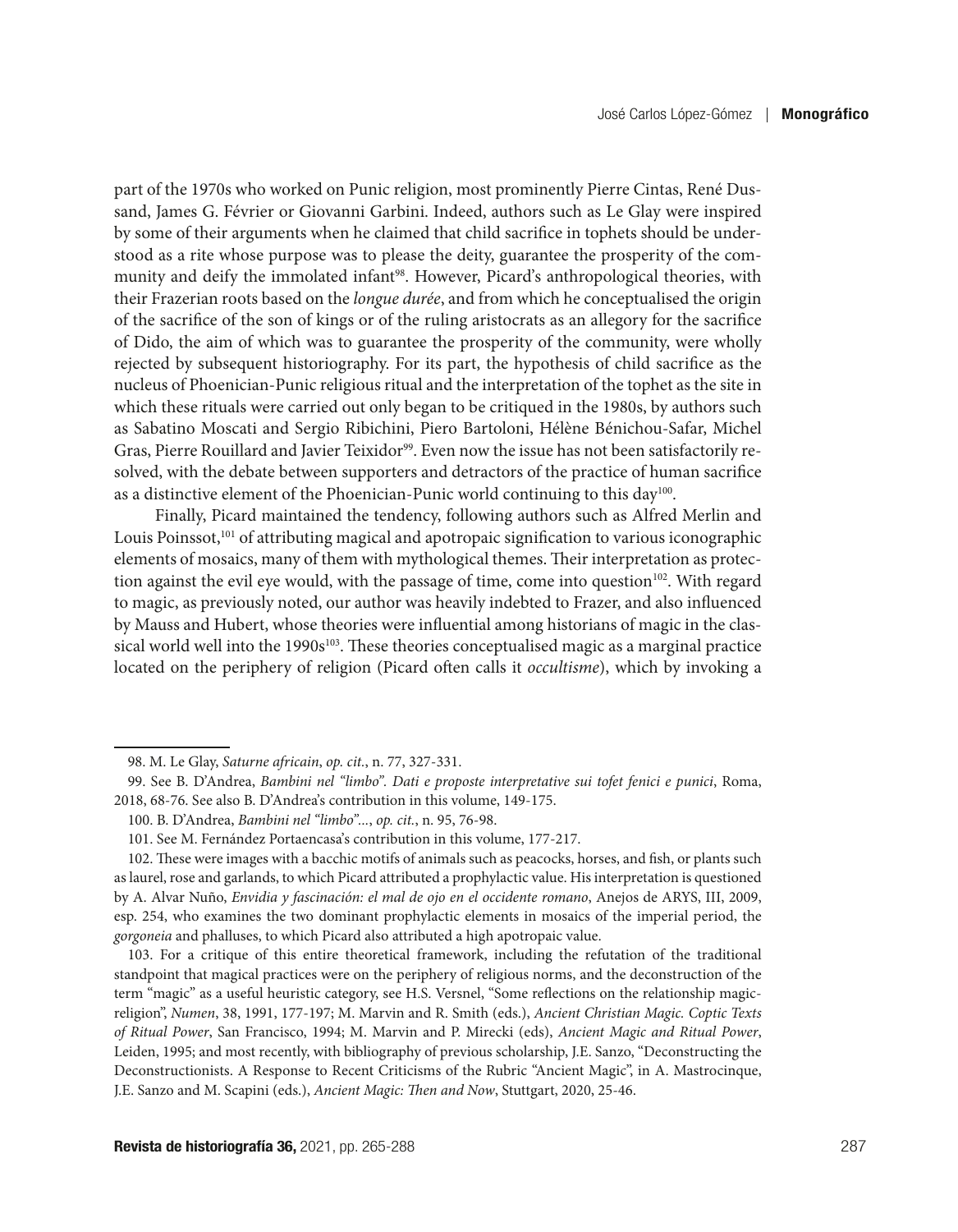part of the 1970s who worked on Punic religion, most prominently Pierre Cintas, René Dussand, James G. Février or Giovanni Garbini. Indeed, authors such as Le Glay were inspired by some of their arguments when he claimed that child sacrifice in tophets should be understood as a rite whose purpose was to please the deity, guarantee the prosperity of the community and deify the immolated infant[98]. However, Picard's anthropological theories, with their Frazerian roots based on the *longue durée*, and from which he conceptualised the origin of the sacrifice of the son of kings or of the ruling aristocrats as an allegory for the sacrifice of Dido, the aim of which was to guarantee the prosperity of the community, were wholly rejected by subsequent historiography. For its part, the hypothesis of child sacrifice as the nucleus of Phoenician-Punic religious ritual and the interpretation of the tophet as the site in which these rituals were carried out only began to be critiqued in the 1980s, by authors such as Sabatino Moscati and Sergio Ribichini, Piero Bartoloni, Hélène Bénichou-Safar, Michel Gras, Pierre Rouillard and Javier Teixidor[99]. Even now the issue has not been satisfactorily resolved, with the debate between supporters and detractors of the practice of human sacrifice as a distinctive element of the Phoenician-Punic world continuing to this day[100].

Finally, Picard maintained the tendency, following authors such as Alfred Merlin and Louis Poinssot,[101] of attributing magical and apotropaic signification to various iconographic elements of mosaics, many of them with mythological themes. Their interpretation as protection against the evil eye would, with the passage of time, come into question[102]. With regard to magic, as previously noted, our author was heavily indebted to Frazer, and also influenced by Mauss and Hubert, whose theories were influential among historians of magic in the classical world well into the 1990s[103]. These theories conceptualised magic as a marginal practice located on the periphery of religion (Picard often calls it *occultisme*), which by invoking a

---

98. M. Le Glay, *Saturne africain*, *op. cit.*, n. 77, 327-331.

99. See B. D'Andrea, *Bambini nel "limbo". Dati e proposte interpretative sui tofet fenici e punici*, Roma, 2018, 68-76. See also B. D'Andrea's contribution in this volume, 149-175.

100. B. D'Andrea, *Bambini nel "limbo"…*, *op. cit.*, n. 95, 76-98.

101. See M. Fernández Portaencasa's contribution in this volume, 177-217.

102. These were images with a bacchic motifs of animals such as peacocks, horses, and fish, or plants such as laurel, rose and garlands, to which Picard attributed a prophylactic value. His interpretation is questioned by A. Alvar Nuño, *Envidia y fascinación: el mal de ojo en el occidente romano*, Anejos de ARYS, III, 2009, esp. 254, who examines the two dominant prophylactic elements in mosaics of the imperial period, the *gorgoneia* and phalluses, to which Picard also attributed a high apotropaic value.

103. For a critique of this entire theoretical framework, including the refutation of the traditional standpoint that magical practices were on the periphery of religious norms, and the deconstruction of the term "magic" as a useful heuristic category, see H.S. Versnel, "Some reflections on the relationship magic-religion", *Numen*, 38, 1991, 177-197; M. Marvin and R. Smith (eds.), *Ancient Christian Magic. Coptic Texts of Ritual Power*, San Francisco, 1994; M. Marvin and P. Mirecki (eds), *Ancient Magic and Ritual Power*, Leiden, 1995; and most recently, with bibliography of previous scholarship, J.E. Sanzo, "Deconstructing the Deconstructionists. A Response to Recent Criticisms of the Rubric "Ancient Magic", in A. Mastrocinque, J.E. Sanzo and M. Scapini (eds.), *Ancient Magic: Then and Now*, Stuttgart, 2020, 25-46.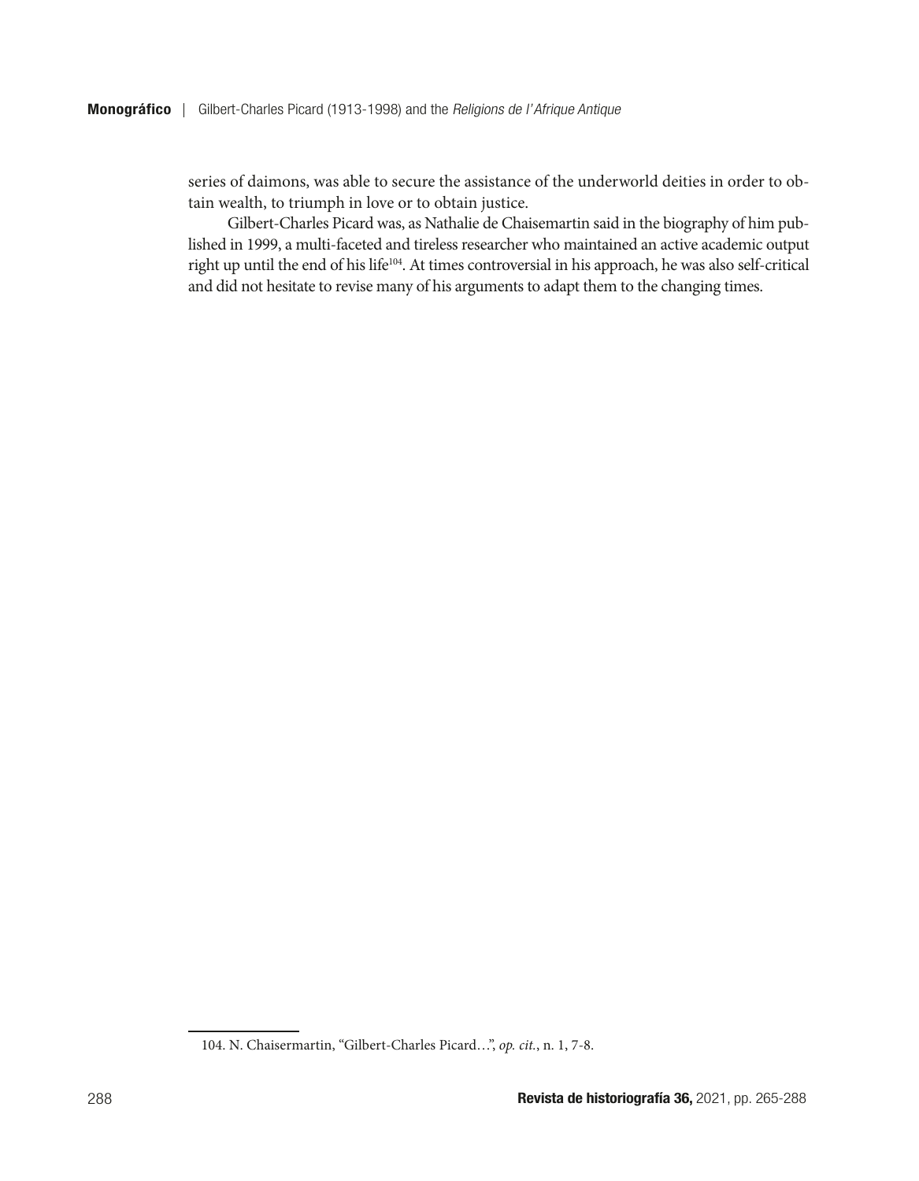series of daimons, was able to secure the assistance of the underworld deities in order to obtain wealth, to triumph in love or to obtain justice.

Gilbert-Charles Picard was, as Nathalie de Chaisemartin said in the biography of him published in 1999, a multi-faceted and tireless researcher who maintained an active academic output right up until the end of his life[104]. At times controversial in his approach, he was also self-critical and did not hesitate to revise many of his arguments to adapt them to the changing times.

---

104. N. Chaisermartin, "Gilbert-Charles Picard…", *op. cit.*, n. 1, 7-8.